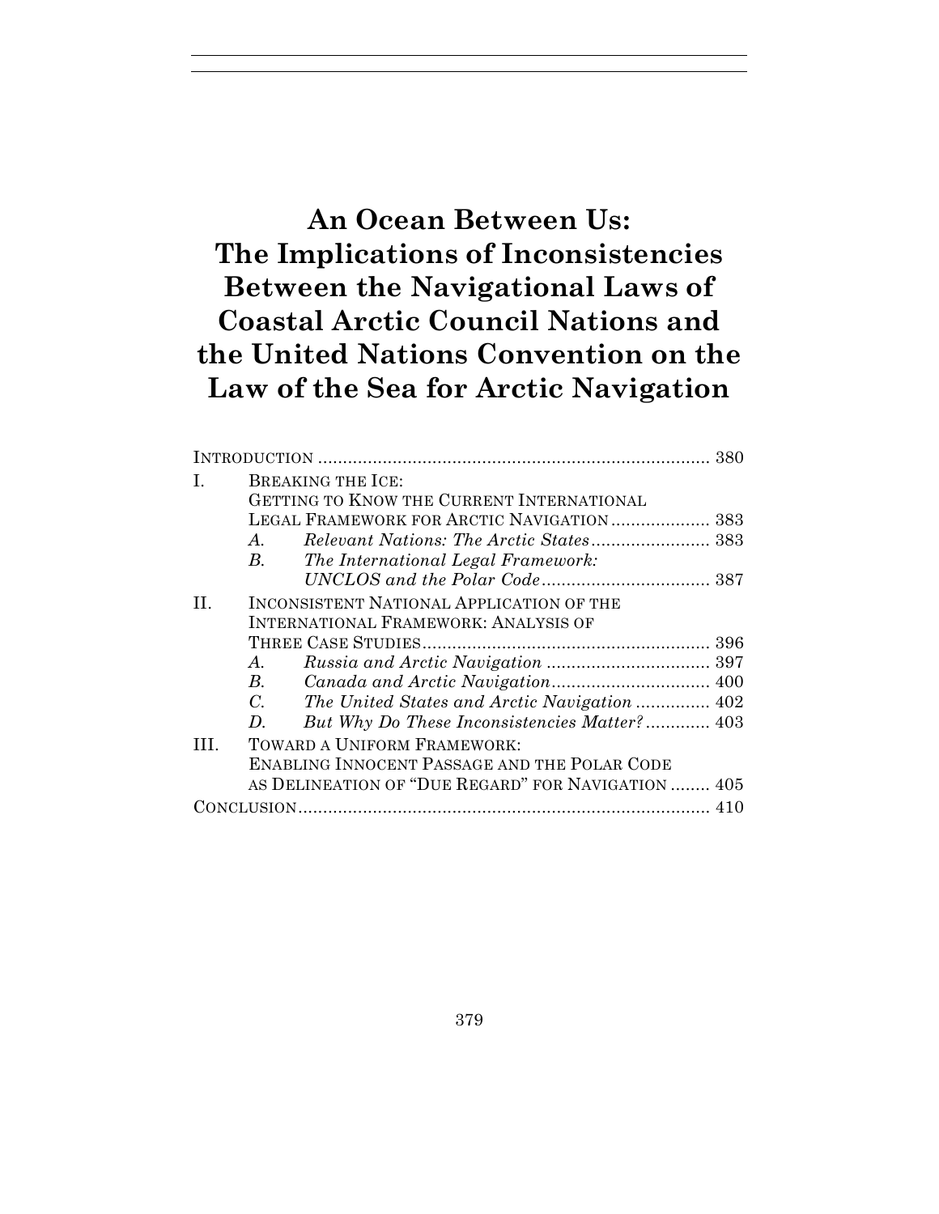# An Ocean Between Us: The Implications of Inconsistencies Between the Navigational Laws of Coastal Arctic Council Nations and the United Nations Convention on the Law of the Sea for Arctic Navigation

| | | |
|---|---|---|
| INTRODUCTION | | 380 |
| I. | BREAKING THE ICE: GETTING TO KNOW THE CURRENT INTERNATIONAL LEGAL FRAMEWORK FOR ARCTIC NAVIGATION | 383 |
| | *A. Relevant Nations: The Arctic States* | 383 |
| | *B. The International Legal Framework: UNCLOS and the Polar Code* | 387 |
| II. | INCONSISTENT NATIONAL APPLICATION OF THE INTERNATIONAL FRAMEWORK: ANALYSIS OF THREE CASE STUDIES | 396 |
| | *A. Russia and Arctic Navigation* | 397 |
| | *B. Canada and Arctic Navigation* | 400 |
| | *C. The United States and Arctic Navigation* | 402 |
| | *D. But Why Do These Inconsistencies Matter?* | 403 |
| III. | TOWARD A UNIFORM FRAMEWORK: ENABLING INNOCENT PASSAGE AND THE POLAR CODE AS DELINEATION OF "DUE REGARD" FOR NAVIGATION | 405 |
| CONCLUSION | | 410 |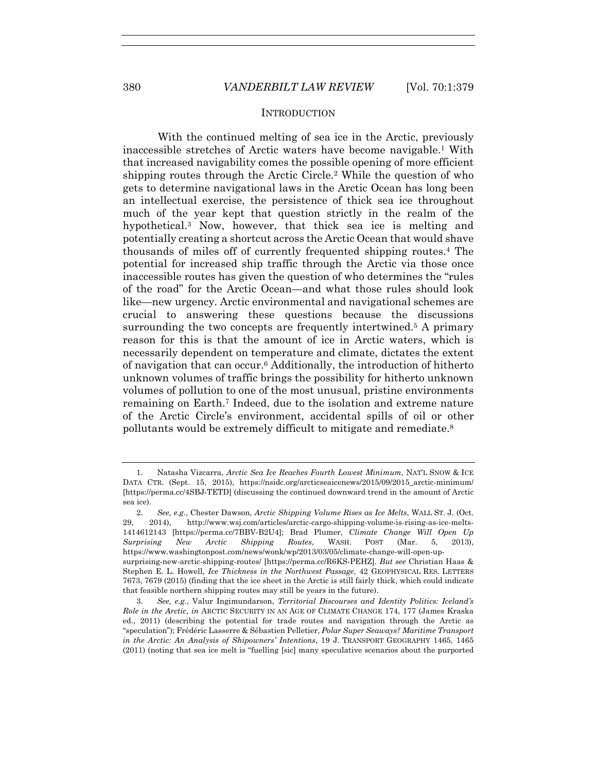## INTRODUCTION

With the continued melting of sea ice in the Arctic, previously inaccessible stretches of Arctic waters have become navigable.[1] With that increased navigability comes the possible opening of more efficient shipping routes through the Arctic Circle.[2] While the question of who gets to determine navigational laws in the Arctic Ocean has long been an intellectual exercise, the persistence of thick sea ice throughout much of the year kept that question strictly in the realm of the hypothetical.[3] Now, however, that thick sea ice is melting and potentially creating a shortcut across the Arctic Ocean that would shave thousands of miles off of currently frequented shipping routes.[4] The potential for increased ship traffic through the Arctic via those once inaccessible routes has given the question of who determines the "rules of the road" for the Arctic Ocean—and what those rules should look like—new urgency. Arctic environmental and navigational schemes are crucial to answering these questions because the discussions surrounding the two concepts are frequently intertwined.[5] A primary reason for this is that the amount of ice in Arctic waters, which is necessarily dependent on temperature and climate, dictates the extent of navigation that can occur.[6] Additionally, the introduction of hitherto unknown volumes of traffic brings the possibility for hitherto unknown volumes of pollution to one of the most unusual, pristine environments remaining on Earth.[7] Indeed, due to the isolation and extreme nature of the Arctic Circle's environment, accidental spills of oil or other pollutants would be extremely difficult to mitigate and remediate.[8]

---

1. Natasha Vizcarra, *Arctic Sea Ice Reaches Fourth Lowest Minimum*, NAT'L SNOW & ICE DATA CTR. (Sept. 15, 2015), https://nsidc.org/arcticseaicenews/2015/09/2015_arctic-minimum/ [https://perma.cc/4SBJ-TETD] (discussing the continued downward trend in the amount of Arctic sea ice).

2. *See, e.g.*, Chester Dawson, *Arctic Shipping Volume Rises as Ice Melts*, WALL ST. J. (Oct. 29, 2014), http://www.wsj.com/articles/arctic-cargo-shipping-volume-is-rising-as-ice-melts-1414612143 [https://perma.cc/7BBV-B2U4]; Brad Plumer, *Climate Change Will Open Up Surprising New Arctic Shipping Routes*, WASH. POST (Mar. 5, 2013), https://www.washingtonpost.com/news/wonk/wp/2013/03/05/climate-change-will-open-up-surprising-new-arctic-shipping-routes/ [https://perma.cc/R6KS-PEHZ]. *But see* Christian Haas & Stephen E. L. Howell, *Ice Thickness in the Northwest Passage*, 42 GEOPHYSICAL RES. LETTERS 7673, 7679 (2015) (finding that the ice sheet in the Arctic is still fairly thick, which could indicate that feasible northern shipping routes may still be years in the future).

3. *See, e.g.*, Valur Ingimundarson, *Territorial Discourses and Identity Politics: Iceland's Role in the Arctic*, *in* ARCTIC SECURITY IN AN AGE OF CLIMATE CHANGE 174, 177 (James Kraska ed., 2011) (describing the potential for trade routes and navigation through the Arctic as "speculation"); Frédéric Lasserre & Sébastien Pelletier, *Polar Super Seaways? Maritime Transport in the Arctic: An Analysis of Shipowners' Intentions*, 19 J. TRANSPORT GEOGRAPHY 1465, 1465 (2011) (noting that sea ice melt is "fuelling [sic] many speculative scenarios about the purported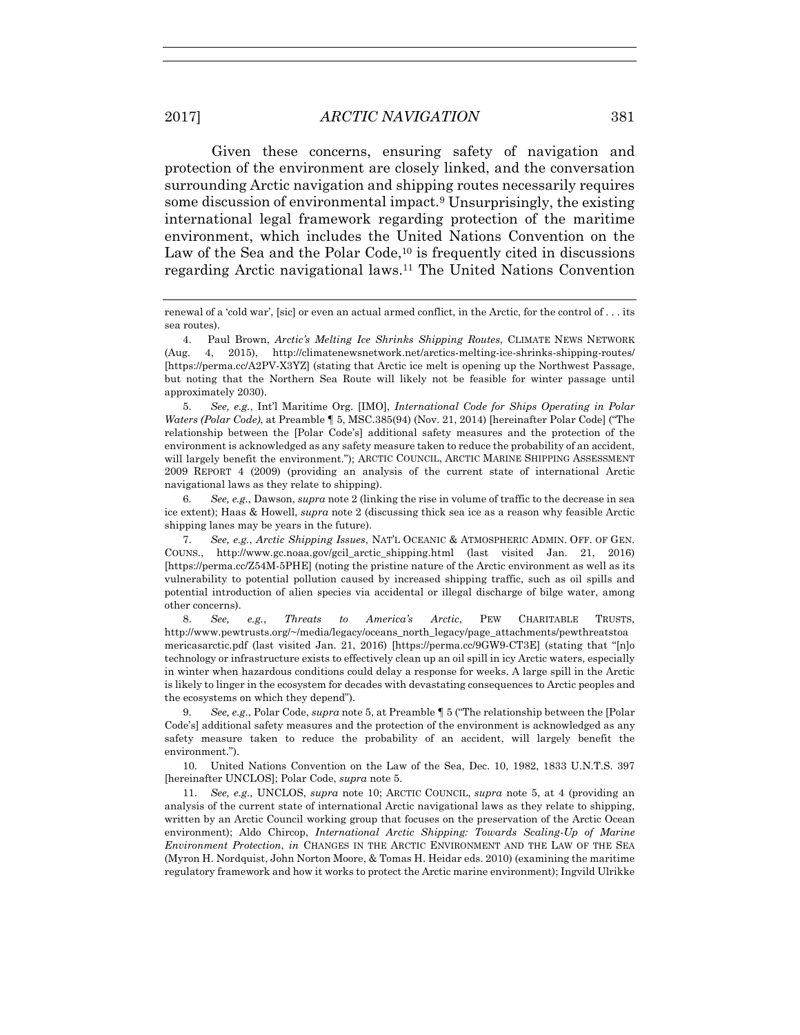Given these concerns, ensuring safety of navigation and protection of the environment are closely linked, and the conversation surrounding Arctic navigation and shipping routes necessarily requires some discussion of environmental impact.[9] Unsurprisingly, the existing international legal framework regarding protection of the maritime environment, which includes the United Nations Convention on the Law of the Sea and the Polar Code,[10] is frequently cited in discussions regarding Arctic navigational laws.[11] The United Nations Convention

---

renewal of a 'cold war', [sic] or even an actual armed conflict, in the Arctic, for the control of . . . its sea routes).

4. Paul Brown, *Arctic's Melting Ice Shrinks Shipping Routes*, CLIMATE NEWS NETWORK (Aug. 4, 2015), http://climatenewsnetwork.net/arctics-melting-ice-shrinks-shipping-routes/ [https://perma.cc/A2PV-X3YZ] (stating that Arctic ice melt is opening up the Northwest Passage, but noting that the Northern Sea Route will likely not be feasible for winter passage until approximately 2030).

5. *See, e.g.*, Int'l Maritime Org. [IMO], *International Code for Ships Operating in Polar Waters (Polar Code)*, at Preamble ¶ 5, MSC.385(94) (Nov. 21, 2014) [hereinafter Polar Code] ("The relationship between the [Polar Code's] additional safety measures and the protection of the environment is acknowledged as any safety measure taken to reduce the probability of an accident, will largely benefit the environment."); ARCTIC COUNCIL, ARCTIC MARINE SHIPPING ASSESSMENT 2009 REPORT 4 (2009) (providing an analysis of the current state of international Arctic navigational laws as they relate to shipping).

6. *See, e.g.*, Dawson, *supra* note 2 (linking the rise in volume of traffic to the decrease in sea ice extent); Haas & Howell, *supra* note 2 (discussing thick sea ice as a reason why feasible Arctic shipping lanes may be years in the future).

7. *See, e.g.*, *Arctic Shipping Issues*, NAT'L OCEANIC & ATMOSPHERIC ADMIN. OFF. OF GEN. COUNS., http://www.gc.noaa.gov/gcil_arctic_shipping.html (last visited Jan. 21, 2016) [https://perma.cc/Z54M-5PHE] (noting the pristine nature of the Arctic environment as well as its vulnerability to potential pollution caused by increased shipping traffic, such as oil spills and potential introduction of alien species via accidental or illegal discharge of bilge water, among other concerns).

8. *See, e.g.*, *Threats to America's Arctic*, PEW CHARITABLE TRUSTS, http://www.pewtrusts.org/~/media/legacy/oceans_north_legacy/page_attachments/pewthreatstoamericasarctic.pdf (last visited Jan. 21, 2016) [https://perma.cc/9GW9-CT3E] (stating that "[n]o technology or infrastructure exists to effectively clean up an oil spill in icy Arctic waters, especially in winter when hazardous conditions could delay a response for weeks. A large spill in the Arctic is likely to linger in the ecosystem for decades with devastating consequences to Arctic peoples and the ecosystems on which they depend").

9. *See, e.g.*, Polar Code, *supra* note 5, at Preamble ¶ 5 ("The relationship between the [Polar Code's] additional safety measures and the protection of the environment is acknowledged as any safety measure taken to reduce the probability of an accident, will largely benefit the environment.").

10. United Nations Convention on the Law of the Sea, Dec. 10, 1982, 1833 U.N.T.S. 397 [hereinafter UNCLOS]; Polar Code, *supra* note 5.

11. *See, e.g.*, UNCLOS, *supra* note 10; ARCTIC COUNCIL, *supra* note 5, at 4 (providing an analysis of the current state of international Arctic navigational laws as they relate to shipping, written by an Arctic Council working group that focuses on the preservation of the Arctic Ocean environment); Aldo Chircop, *International Arctic Shipping: Towards Scaling-Up of Marine Environment Protection*, *in* CHANGES IN THE ARCTIC ENVIRONMENT AND THE LAW OF THE SEA (Myron H. Nordquist, John Norton Moore, & Tomas H. Heidar eds. 2010) (examining the maritime regulatory framework and how it works to protect the Arctic marine environment); Ingvild Ulrikke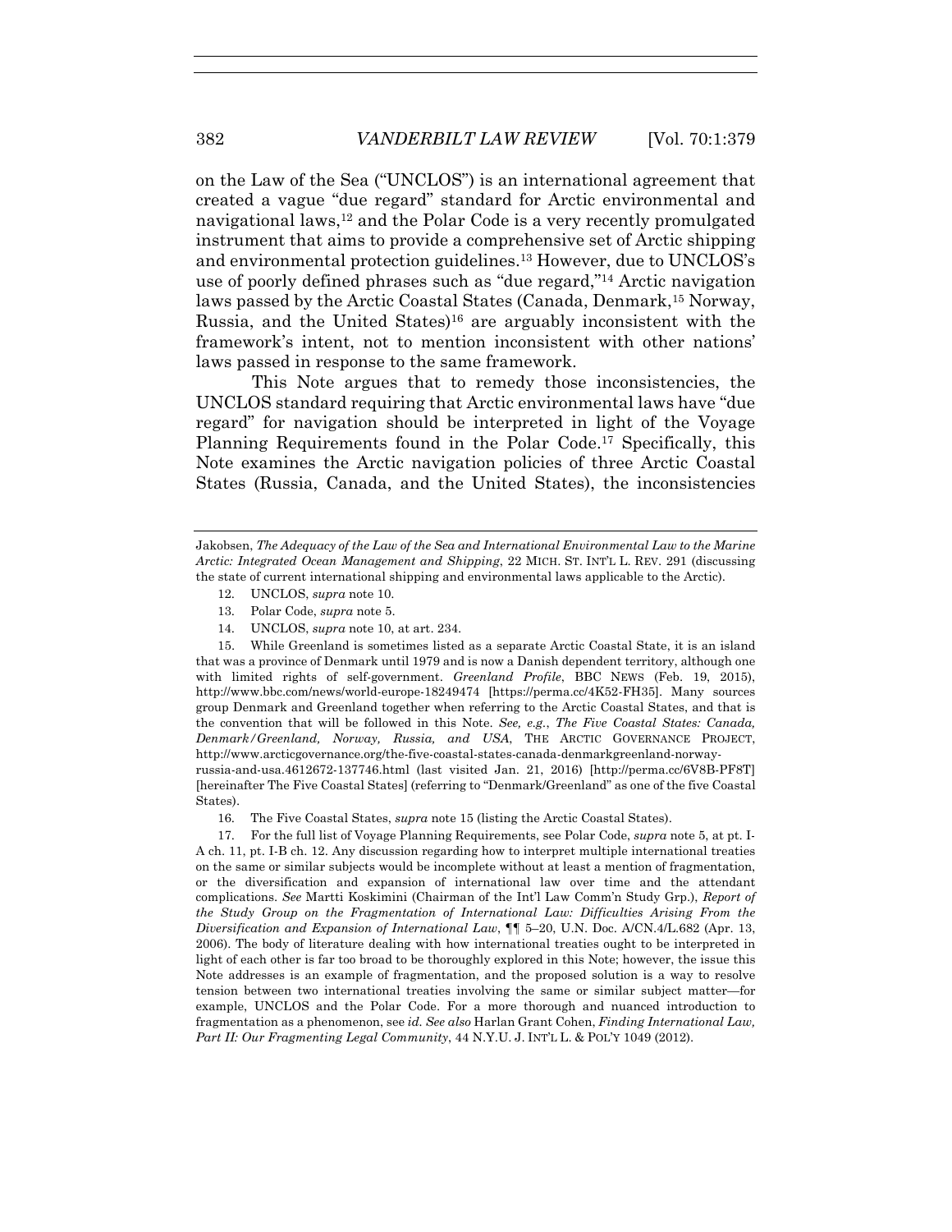on the Law of the Sea ("UNCLOS") is an international agreement that created a vague "due regard" standard for Arctic environmental and navigational laws,[12] and the Polar Code is a very recently promulgated instrument that aims to provide a comprehensive set of Arctic shipping and environmental protection guidelines.[13] However, due to UNCLOS's use of poorly defined phrases such as "due regard,"[14] Arctic navigation laws passed by the Arctic Coastal States (Canada, Denmark,[15] Norway, Russia, and the United States)[16] are arguably inconsistent with the framework's intent, not to mention inconsistent with other nations' laws passed in response to the same framework.

This Note argues that to remedy those inconsistencies, the UNCLOS standard requiring that Arctic environmental laws have "due regard" for navigation should be interpreted in light of the Voyage Planning Requirements found in the Polar Code.[17] Specifically, this Note examines the Arctic navigation policies of three Arctic Coastal States (Russia, Canada, and the United States), the inconsistencies

---

Jakobsen, *The Adequacy of the Law of the Sea and International Environmental Law to the Marine Arctic: Integrated Ocean Management and Shipping*, 22 MICH. ST. INT'L L. REV. 291 (discussing the state of current international shipping and environmental laws applicable to the Arctic).

12. UNCLOS, *supra* note 10.

13. Polar Code, *supra* note 5.

14. UNCLOS, *supra* note 10, at art. 234.

15. While Greenland is sometimes listed as a separate Arctic Coastal State, it is an island that was a province of Denmark until 1979 and is now a Danish dependent territory, although one with limited rights of self-government. *Greenland Profile*, BBC NEWS (Feb. 19, 2015), http://www.bbc.com/news/world-europe-18249474 [https://perma.cc/4K52-FH35]. Many sources group Denmark and Greenland together when referring to the Arctic Coastal States, and that is the convention that will be followed in this Note. *See, e.g.*, *The Five Coastal States: Canada, Denmark/Greenland, Norway, Russia, and USA*, THE ARCTIC GOVERNANCE PROJECT, http://www.arcticgovernance.org/the-five-coastal-states-canada-denmarkgreenland-norway-russia-and-usa.4612672-137746.html (last visited Jan. 21, 2016) [http://perma.cc/6V8B-PF8T] [hereinafter The Five Coastal States] (referring to "Denmark/Greenland" as one of the five Coastal States).

16. The Five Coastal States, *supra* note 15 (listing the Arctic Coastal States).

17. For the full list of Voyage Planning Requirements, see Polar Code, *supra* note 5, at pt. I-A ch. 11, pt. I-B ch. 12. Any discussion regarding how to interpret multiple international treaties on the same or similar subjects would be incomplete without at least a mention of fragmentation, or the diversification and expansion of international law over time and the attendant complications. *See* Martti Koskimini (Chairman of the Int'l Law Comm'n Study Grp.), *Report of the Study Group on the Fragmentation of International Law: Difficulties Arising From the Diversification and Expansion of International Law*, ¶¶ 5–20, U.N. Doc. A/CN.4/L.682 (Apr. 13, 2006). The body of literature dealing with how international treaties ought to be interpreted in light of each other is far too broad to be thoroughly explored in this Note; however, the issue this Note addresses is an example of fragmentation, and the proposed solution is a way to resolve tension between two international treaties involving the same or similar subject matter—for example, UNCLOS and the Polar Code. For a more thorough and nuanced introduction to fragmentation as a phenomenon, see *id. See also* Harlan Grant Cohen, *Finding International Law, Part II: Our Fragmenting Legal Community*, 44 N.Y.U. J. INT'L L. & POL'Y 1049 (2012).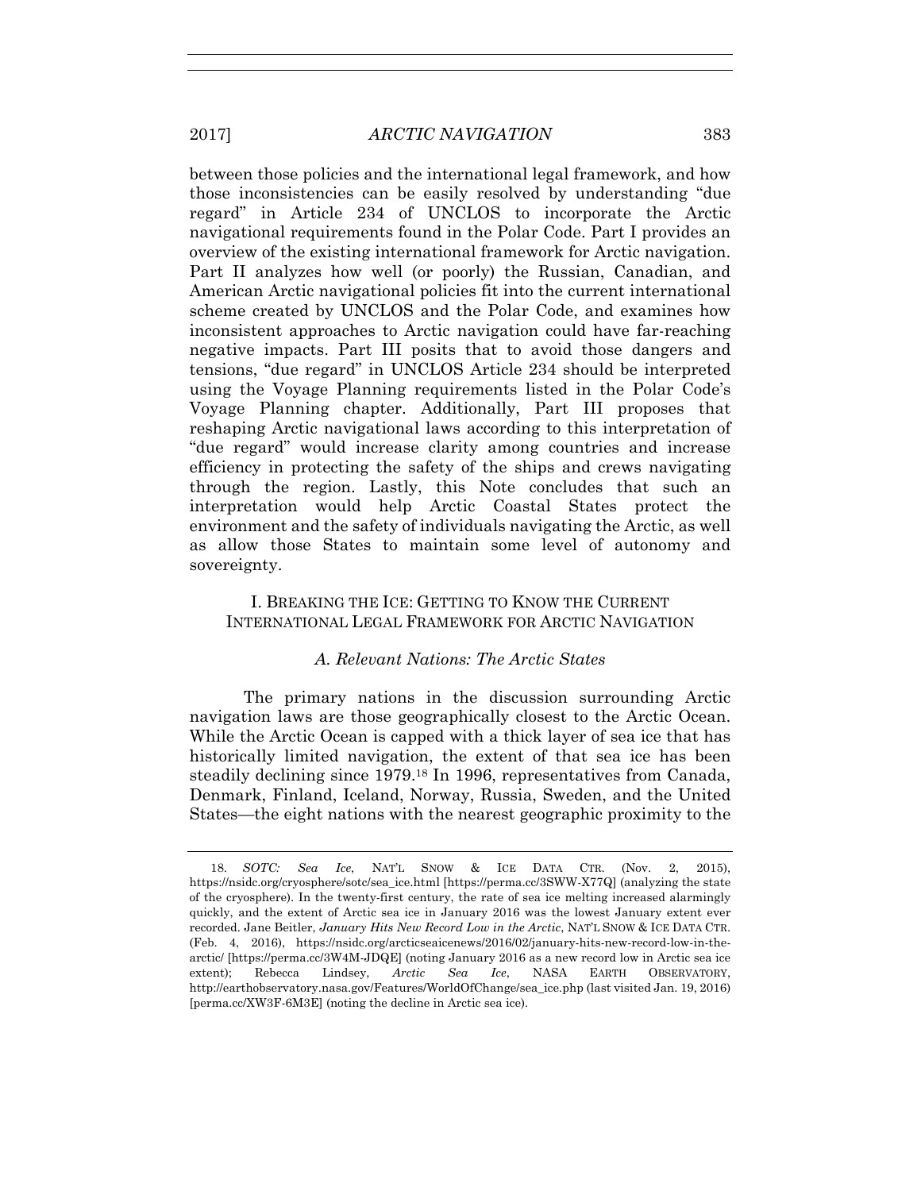between those policies and the international legal framework, and how those inconsistencies can be easily resolved by understanding "due regard" in Article 234 of UNCLOS to incorporate the Arctic navigational requirements found in the Polar Code. Part I provides an overview of the existing international framework for Arctic navigation. Part II analyzes how well (or poorly) the Russian, Canadian, and American Arctic navigational policies fit into the current international scheme created by UNCLOS and the Polar Code, and examines how inconsistent approaches to Arctic navigation could have far-reaching negative impacts. Part III posits that to avoid those dangers and tensions, "due regard" in UNCLOS Article 234 should be interpreted using the Voyage Planning requirements listed in the Polar Code's Voyage Planning chapter. Additionally, Part III proposes that reshaping Arctic navigational laws according to this interpretation of "due regard" would increase clarity among countries and increase efficiency in protecting the safety of the ships and crews navigating through the region. Lastly, this Note concludes that such an interpretation would help Arctic Coastal States protect the environment and the safety of individuals navigating the Arctic, as well as allow those States to maintain some level of autonomy and sovereignty.

## I. BREAKING THE ICE: GETTING TO KNOW THE CURRENT INTERNATIONAL LEGAL FRAMEWORK FOR ARCTIC NAVIGATION

### *A. Relevant Nations: The Arctic States*

The primary nations in the discussion surrounding Arctic navigation laws are those geographically closest to the Arctic Ocean. While the Arctic Ocean is capped with a thick layer of sea ice that has historically limited navigation, the extent of that sea ice has been steadily declining since 1979.[18] In 1996, representatives from Canada, Denmark, Finland, Iceland, Norway, Russia, Sweden, and the United States—the eight nations with the nearest geographic proximity to the

---

18. *SOTC: Sea Ice*, NAT'L SNOW & ICE DATA CTR. (Nov. 2, 2015), https://nsidc.org/cryosphere/sotc/sea_ice.html [https://perma.cc/3SWW-X77Q] (analyzing the state of the cryosphere). In the twenty-first century, the rate of sea ice melting increased alarmingly quickly, and the extent of Arctic sea ice in January 2016 was the lowest January extent ever recorded. Jane Beitler, *January Hits New Record Low in the Arctic*, NAT'L SNOW & ICE DATA CTR. (Feb. 4, 2016), https://nsidc.org/arcticseaicenews/2016/02/january-hits-new-record-low-in-the-arctic/ [https://perma.cc/3W4M-JDQE] (noting January 2016 as a new record low in Arctic sea ice extent); Rebecca Lindsey, *Arctic Sea Ice*, NASA EARTH OBSERVATORY, http://earthobservatory.nasa.gov/Features/WorldOfChange/sea_ice.php (last visited Jan. 19, 2016) [perma.cc/XW3F-6M3E] (noting the decline in Arctic sea ice).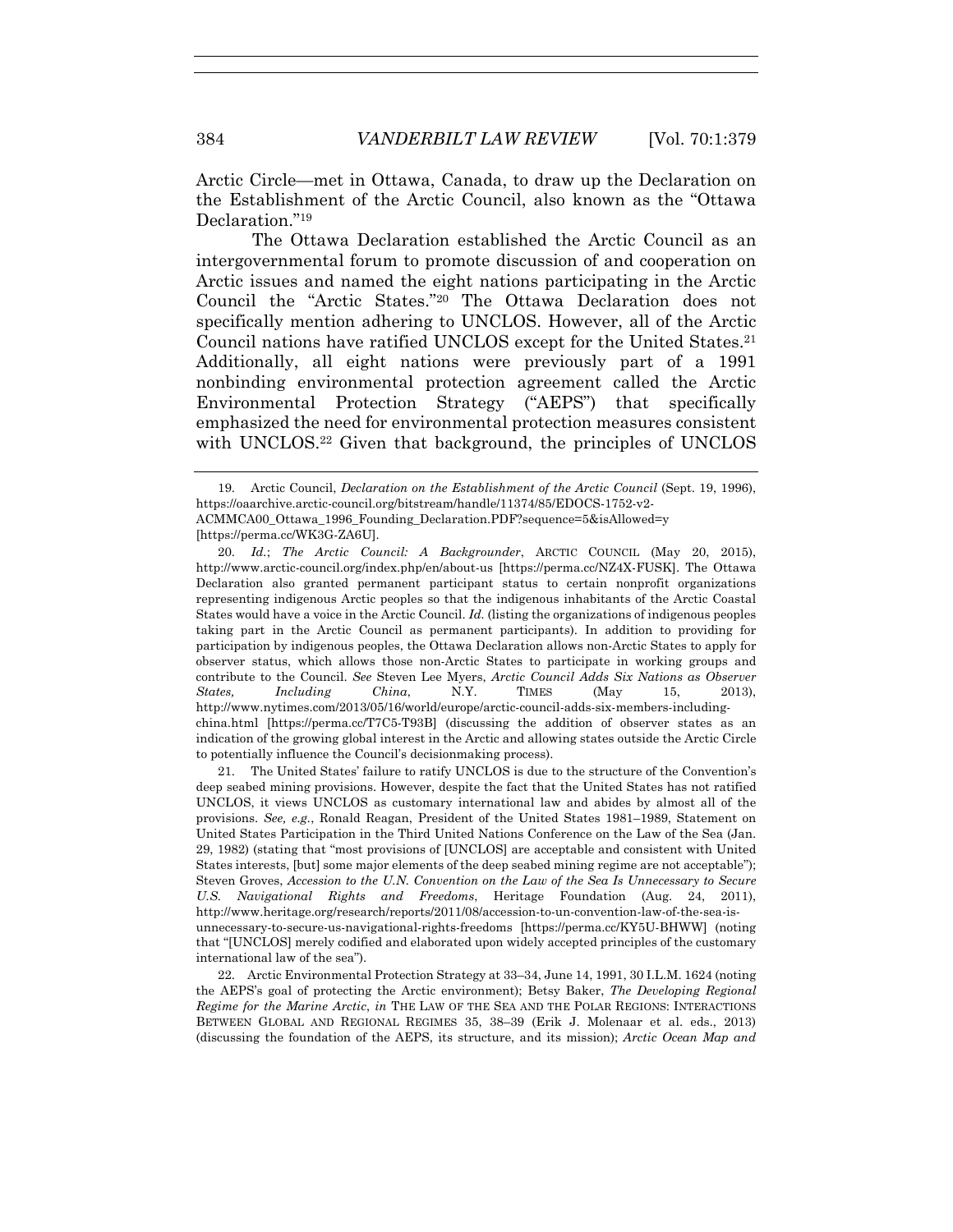Arctic Circle—met in Ottawa, Canada, to draw up the Declaration on the Establishment of the Arctic Council, also known as the "Ottawa Declaration."[19]

The Ottawa Declaration established the Arctic Council as an intergovernmental forum to promote discussion of and cooperation on Arctic issues and named the eight nations participating in the Arctic Council the "Arctic States."[20] The Ottawa Declaration does not specifically mention adhering to UNCLOS. However, all of the Arctic Council nations have ratified UNCLOS except for the United States.[21] Additionally, all eight nations were previously part of a 1991 nonbinding environmental protection agreement called the Arctic Environmental Protection Strategy ("AEPS") that specifically emphasized the need for environmental protection measures consistent with UNCLOS.[22] Given that background, the principles of UNCLOS

---

19. Arctic Council, *Declaration on the Establishment of the Arctic Council* (Sept. 19, 1996), https://oaarchive.arctic-council.org/bitstream/handle/11374/85/EDOCS-1752-v2-ACMMCA00_Ottawa_1996_Founding_Declaration.PDF?sequence=5&isAllowed=y [https://perma.cc/WK3G-ZA6U].

20. *Id.*; *The Arctic Council: A Backgrounder*, ARCTIC COUNCIL (May 20, 2015), http://www.arctic-council.org/index.php/en/about-us [https://perma.cc/NZ4X-FUSK]. The Ottawa Declaration also granted permanent participant status to certain nonprofit organizations representing indigenous Arctic peoples so that the indigenous inhabitants of the Arctic Coastal States would have a voice in the Arctic Council. *Id.* (listing the organizations of indigenous peoples taking part in the Arctic Council as permanent participants). In addition to providing for participation by indigenous peoples, the Ottawa Declaration allows non-Arctic States to apply for observer status, which allows those non-Arctic States to participate in working groups and contribute to the Council. *See* Steven Lee Myers, *Arctic Council Adds Six Nations as Observer States, Including China*, N.Y. TIMES (May 15, 2013), http://www.nytimes.com/2013/05/16/world/europe/arctic-council-adds-six-members-including-china.html [https://perma.cc/T7C5-T93B] (discussing the addition of observer states as an indication of the growing global interest in the Arctic and allowing states outside the Arctic Circle to potentially influence the Council's decisionmaking process).

21. The United States' failure to ratify UNCLOS is due to the structure of the Convention's deep seabed mining provisions. However, despite the fact that the United States has not ratified UNCLOS, it views UNCLOS as customary international law and abides by almost all of the provisions. *See, e.g.*, Ronald Reagan, President of the United States 1981–1989, Statement on United States Participation in the Third United Nations Conference on the Law of the Sea (Jan. 29, 1982) (stating that "most provisions of [UNCLOS] are acceptable and consistent with United States interests, [but] some major elements of the deep seabed mining regime are not acceptable"); Steven Groves, *Accession to the U.N. Convention on the Law of the Sea Is Unnecessary to Secure U.S. Navigational Rights and Freedoms*, Heritage Foundation (Aug. 24, 2011), http://www.heritage.org/research/reports/2011/08/accession-to-un-convention-law-of-the-sea-is-unnecessary-to-secure-us-navigational-rights-freedoms [https://perma.cc/KY5U-BHWW] (noting that "[UNCLOS] merely codified and elaborated upon widely accepted principles of the customary international law of the sea").

22. Arctic Environmental Protection Strategy at 33–34, June 14, 1991, 30 I.L.M. 1624 (noting the AEPS's goal of protecting the Arctic environment); Betsy Baker, *The Developing Regional Regime for the Marine Arctic*, *in* THE LAW OF THE SEA AND THE POLAR REGIONS: INTERACTIONS BETWEEN GLOBAL AND REGIONAL REGIMES 35, 38–39 (Erik J. Molenaar et al. eds., 2013) (discussing the foundation of the AEPS, its structure, and its mission); *Arctic Ocean Map and*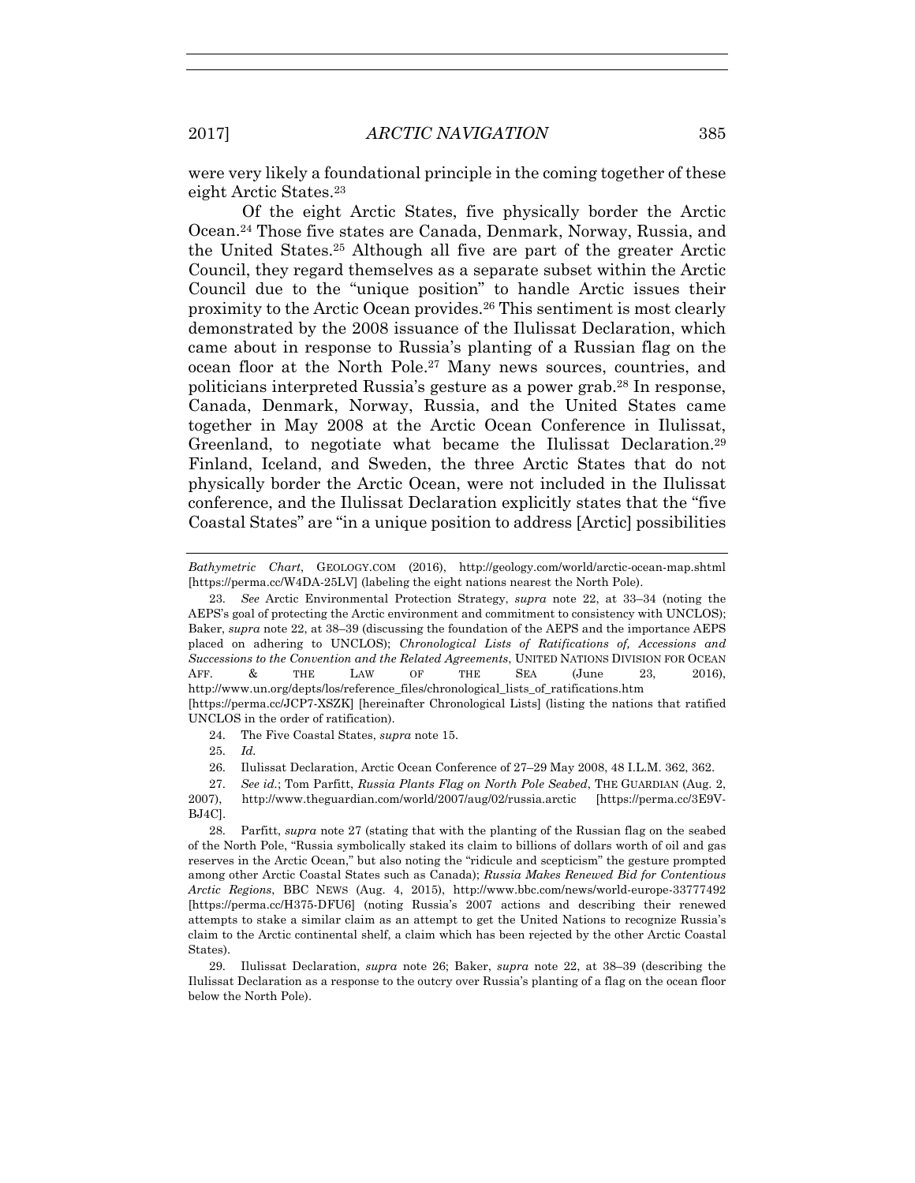were very likely a foundational principle in the coming together of these eight Arctic States.[23]

Of the eight Arctic States, five physically border the Arctic Ocean.[24] Those five states are Canada, Denmark, Norway, Russia, and the United States.[25] Although all five are part of the greater Arctic Council, they regard themselves as a separate subset within the Arctic Council due to the "unique position" to handle Arctic issues their proximity to the Arctic Ocean provides.[26] This sentiment is most clearly demonstrated by the 2008 issuance of the Ilulissat Declaration, which came about in response to Russia's planting of a Russian flag on the ocean floor at the North Pole.[27] Many news sources, countries, and politicians interpreted Russia's gesture as a power grab.[28] In response, Canada, Denmark, Norway, Russia, and the United States came together in May 2008 at the Arctic Ocean Conference in Ilulissat, Greenland, to negotiate what became the Ilulissat Declaration.[29] Finland, Iceland, and Sweden, the three Arctic States that do not physically border the Arctic Ocean, were not included in the Ilulissat conference, and the Ilulissat Declaration explicitly states that the "five Coastal States" are "in a unique position to address [Arctic] possibilities

---

*Bathymetric Chart*, GEOLOGY.COM (2016), http://geology.com/world/arctic-ocean-map.shtml [https://perma.cc/W4DA-25LV] (labeling the eight nations nearest the North Pole).

23. *See* Arctic Environmental Protection Strategy, *supra* note 22, at 33–34 (noting the AEPS's goal of protecting the Arctic environment and commitment to consistency with UNCLOS); Baker, *supra* note 22, at 38–39 (discussing the foundation of the AEPS and the importance AEPS placed on adhering to UNCLOS); *Chronological Lists of Ratifications of, Accessions and Successions to the Convention and the Related Agreements*, UNITED NATIONS DIVISION FOR OCEAN AFF. & THE LAW OF THE SEA (June 23, 2016), http://www.un.org/depts/los/reference_files/chronological_lists_of_ratifications.htm [https://perma.cc/JCP7-XSZK] [hereinafter Chronological Lists] (listing the nations that ratified UNCLOS in the order of ratification).

24. The Five Coastal States, *supra* note 15.

25. *Id.*

26. Ilulissat Declaration, Arctic Ocean Conference of 27–29 May 2008, 48 I.L.M. 362, 362.

27. *See id.*; Tom Parfitt, *Russia Plants Flag on North Pole Seabed*, THE GUARDIAN (Aug. 2, 2007), http://www.theguardian.com/world/2007/aug/02/russia.arctic [https://perma.cc/3E9V-BJ4C].

28. Parfitt, *supra* note 27 (stating that with the planting of the Russian flag on the seabed of the North Pole, "Russia symbolically staked its claim to billions of dollars worth of oil and gas reserves in the Arctic Ocean," but also noting the "ridicule and scepticism" the gesture prompted among other Arctic Coastal States such as Canada); *Russia Makes Renewed Bid for Contentious Arctic Regions*, BBC NEWS (Aug. 4, 2015), http://www.bbc.com/news/world-europe-33777492 [https://perma.cc/H375-DFU6] (noting Russia's 2007 actions and describing their renewed attempts to stake a similar claim as an attempt to get the United Nations to recognize Russia's claim to the Arctic continental shelf, a claim which has been rejected by the other Arctic Coastal States).

29. Ilulissat Declaration, *supra* note 26; Baker, *supra* note 22, at 38–39 (describing the Ilulissat Declaration as a response to the outcry over Russia's planting of a flag on the ocean floor below the North Pole).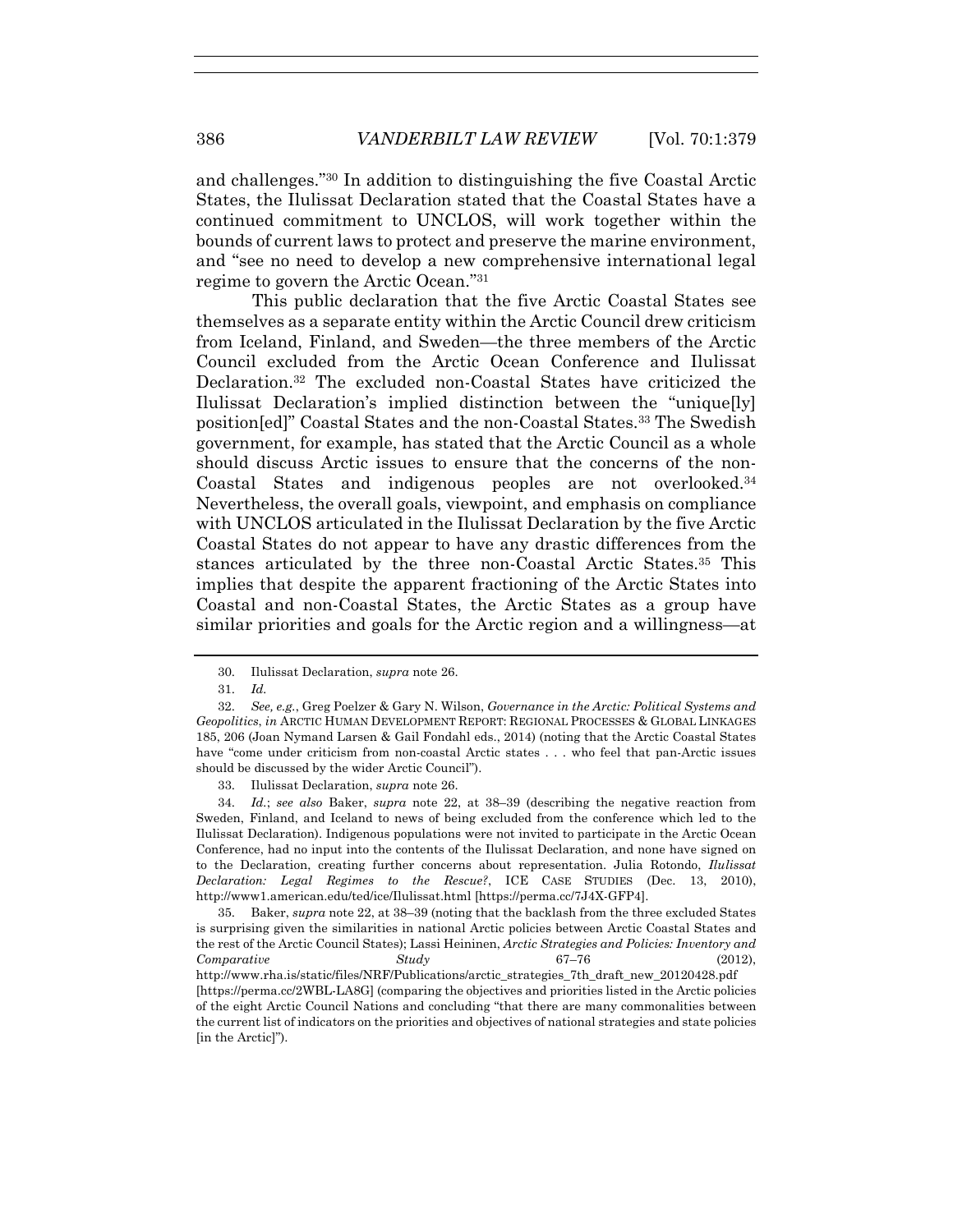and challenges."[30] In addition to distinguishing the five Coastal Arctic States, the Ilulissat Declaration stated that the Coastal States have a continued commitment to UNCLOS, will work together within the bounds of current laws to protect and preserve the marine environment, and "see no need to develop a new comprehensive international legal regime to govern the Arctic Ocean."[31]

This public declaration that the five Arctic Coastal States see themselves as a separate entity within the Arctic Council drew criticism from Iceland, Finland, and Sweden—the three members of the Arctic Council excluded from the Arctic Ocean Conference and Ilulissat Declaration.[32] The excluded non-Coastal States have criticized the Ilulissat Declaration's implied distinction between the "unique[ly] position[ed]" Coastal States and the non-Coastal States.[33] The Swedish government, for example, has stated that the Arctic Council as a whole should discuss Arctic issues to ensure that the concerns of the non-Coastal States and indigenous peoples are not overlooked.[34] Nevertheless, the overall goals, viewpoint, and emphasis on compliance with UNCLOS articulated in the Ilulissat Declaration by the five Arctic Coastal States do not appear to have any drastic differences from the stances articulated by the three non-Coastal Arctic States.[35] This implies that despite the apparent fractioning of the Arctic States into Coastal and non-Coastal States, the Arctic States as a group have similar priorities and goals for the Arctic region and a willingness—at

---

30. Ilulissat Declaration, *supra* note 26.

31. *Id.*

32. *See, e.g.*, Greg Poelzer & Gary N. Wilson, *Governance in the Arctic: Political Systems and Geopolitics*, *in* ARCTIC HUMAN DEVELOPMENT REPORT: REGIONAL PROCESSES & GLOBAL LINKAGES 185, 206 (Joan Nymand Larsen & Gail Fondahl eds., 2014) (noting that the Arctic Coastal States have "come under criticism from non-coastal Arctic states . . . who feel that pan-Arctic issues should be discussed by the wider Arctic Council").

33. Ilulissat Declaration, *supra* note 26.

34. *Id.*; *see also* Baker, *supra* note 22, at 38–39 (describing the negative reaction from Sweden, Finland, and Iceland to news of being excluded from the conference which led to the Ilulissat Declaration). Indigenous populations were not invited to participate in the Arctic Ocean Conference, had no input into the contents of the Ilulissat Declaration, and none have signed on to the Declaration, creating further concerns about representation. Julia Rotondo, *Ilulissat Declaration: Legal Regimes to the Rescue?*, ICE CASE STUDIES (Dec. 13, 2010), http://www1.american.edu/ted/ice/Ilulissat.html [https://perma.cc/7J4X-GFP4].

35. Baker, *supra* note 22, at 38–39 (noting that the backlash from the three excluded States is surprising given the similarities in national Arctic policies between Arctic Coastal States and the rest of the Arctic Council States); Lassi Heininen, *Arctic Strategies and Policies: Inventory and Comparative Study* 67–76 (2012), http://www.rha.is/static/files/NRF/Publications/arctic_strategies_7th_draft_new_20120428.pdf [https://perma.cc/2WBL-LA8G] (comparing the objectives and priorities listed in the Arctic policies of the eight Arctic Council Nations and concluding "that there are many commonalities between the current list of indicators on the priorities and objectives of national strategies and state policies [in the Arctic]").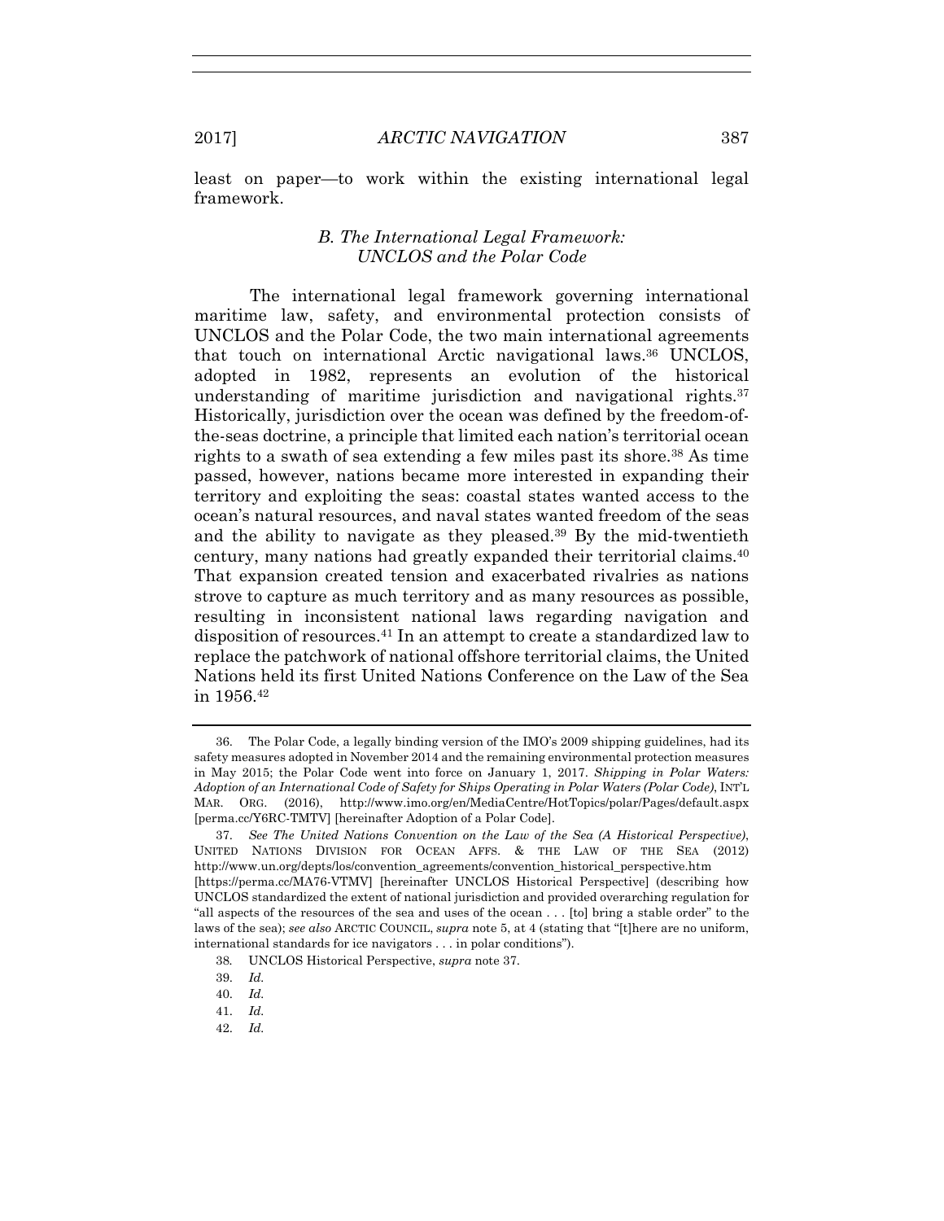least on paper—to work within the existing international legal framework.

### *B. The International Legal Framework: UNCLOS and the Polar Code*

The international legal framework governing international maritime law, safety, and environmental protection consists of UNCLOS and the Polar Code, the two main international agreements that touch on international Arctic navigational laws.[36] UNCLOS, adopted in 1982, represents an evolution of the historical understanding of maritime jurisdiction and navigational rights.[37] Historically, jurisdiction over the ocean was defined by the freedom-of-the-seas doctrine, a principle that limited each nation's territorial ocean rights to a swath of sea extending a few miles past its shore.[38] As time passed, however, nations became more interested in expanding their territory and exploiting the seas: coastal states wanted access to the ocean's natural resources, and naval states wanted freedom of the seas and the ability to navigate as they pleased.[39] By the mid-twentieth century, many nations had greatly expanded their territorial claims.[40] That expansion created tension and exacerbated rivalries as nations strove to capture as much territory and as many resources as possible, resulting in inconsistent national laws regarding navigation and disposition of resources.[41] In an attempt to create a standardized law to replace the patchwork of national offshore territorial claims, the United Nations held its first United Nations Conference on the Law of the Sea in 1956.[42]

---

36. The Polar Code, a legally binding version of the IMO's 2009 shipping guidelines, had its safety measures adopted in November 2014 and the remaining environmental protection measures in May 2015; the Polar Code went into force on January 1, 2017. *Shipping in Polar Waters: Adoption of an International Code of Safety for Ships Operating in Polar Waters (Polar Code)*, INT'L MAR. ORG. (2016), http://www.imo.org/en/MediaCentre/HotTopics/polar/Pages/default.aspx [perma.cc/Y6RC-TMTV] [hereinafter Adoption of a Polar Code].

37. *See The United Nations Convention on the Law of the Sea (A Historical Perspective)*, UNITED NATIONS DIVISION FOR OCEAN AFFS. & THE LAW OF THE SEA (2012) http://www.un.org/depts/los/convention_agreements/convention_historical_perspective.htm [https://perma.cc/MA76-VTMV] [hereinafter UNCLOS Historical Perspective] (describing how UNCLOS standardized the extent of national jurisdiction and provided overarching regulation for "all aspects of the resources of the sea and uses of the ocean . . . [to] bring a stable order" to the laws of the sea); *see also* ARCTIC COUNCIL, *supra* note 5, at 4 (stating that "[t]here are no uniform, international standards for ice navigators . . . in polar conditions").

38. UNCLOS Historical Perspective, *supra* note 37.

39. *Id.*

40. *Id.*

41. *Id.*

42. *Id.*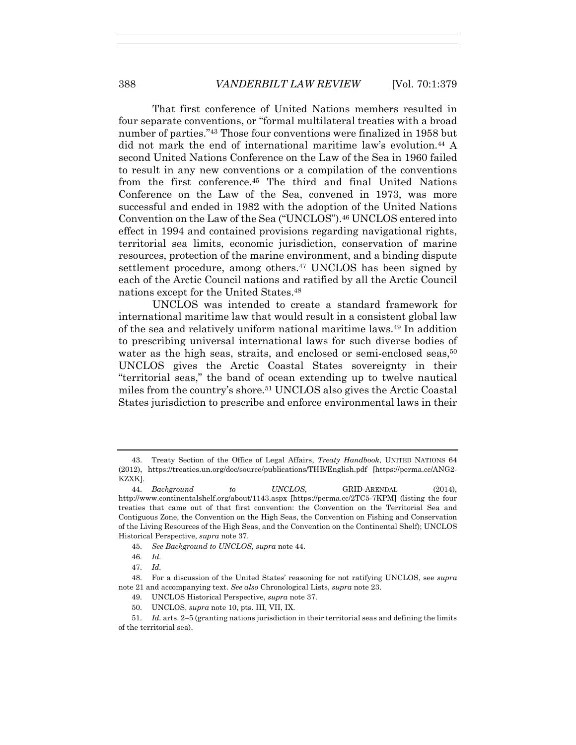That first conference of United Nations members resulted in four separate conventions, or "formal multilateral treaties with a broad number of parties."[43] Those four conventions were finalized in 1958 but did not mark the end of international maritime law's evolution.[44] A second United Nations Conference on the Law of the Sea in 1960 failed to result in any new conventions or a compilation of the conventions from the first conference.[45] The third and final United Nations Conference on the Law of the Sea, convened in 1973, was more successful and ended in 1982 with the adoption of the United Nations Convention on the Law of the Sea ("UNCLOS").[46] UNCLOS entered into effect in 1994 and contained provisions regarding navigational rights, territorial sea limits, economic jurisdiction, conservation of marine resources, protection of the marine environment, and a binding dispute settlement procedure, among others.[47] UNCLOS has been signed by each of the Arctic Council nations and ratified by all the Arctic Council nations except for the United States.[48]

UNCLOS was intended to create a standard framework for international maritime law that would result in a consistent global law of the sea and relatively uniform national maritime laws.[49] In addition to prescribing universal international laws for such diverse bodies of water as the high seas, straits, and enclosed or semi-enclosed seas,[50] UNCLOS gives the Arctic Coastal States sovereignty in their "territorial seas," the band of ocean extending up to twelve nautical miles from the country's shore.[51] UNCLOS also gives the Arctic Coastal States jurisdiction to prescribe and enforce environmental laws in their

---

43. Treaty Section of the Office of Legal Affairs, *Treaty Handbook*, UNITED NATIONS 64 (2012), https://treaties.un.org/doc/source/publications/THB/English.pdf [https://perma.cc/ANG2-KZXK].

44. *Background to UNCLOS*, GRID-ARENDAL (2014), http://www.continentalshelf.org/about/1143.aspx [https://perma.cc/2TC5-7KPM] (listing the four treaties that came out of that first convention: the Convention on the Territorial Sea and Contiguous Zone, the Convention on the High Seas, the Convention on Fishing and Conservation of the Living Resources of the High Seas, and the Convention on the Continental Shelf); UNCLOS Historical Perspective, *supra* note 37.

45. *See Background to UNCLOS*, *supra* note 44.

46. *Id.*

47. *Id.*

48. For a discussion of the United States' reasoning for not ratifying UNCLOS, see *supra* note 21 and accompanying text. *See also* Chronological Lists, *supra* note 23.

49. UNCLOS Historical Perspective, *supra* note 37.

50. UNCLOS, *supra* note 10, pts. III, VII, IX.

51. *Id.* arts. 2–5 (granting nations jurisdiction in their territorial seas and defining the limits of the territorial sea).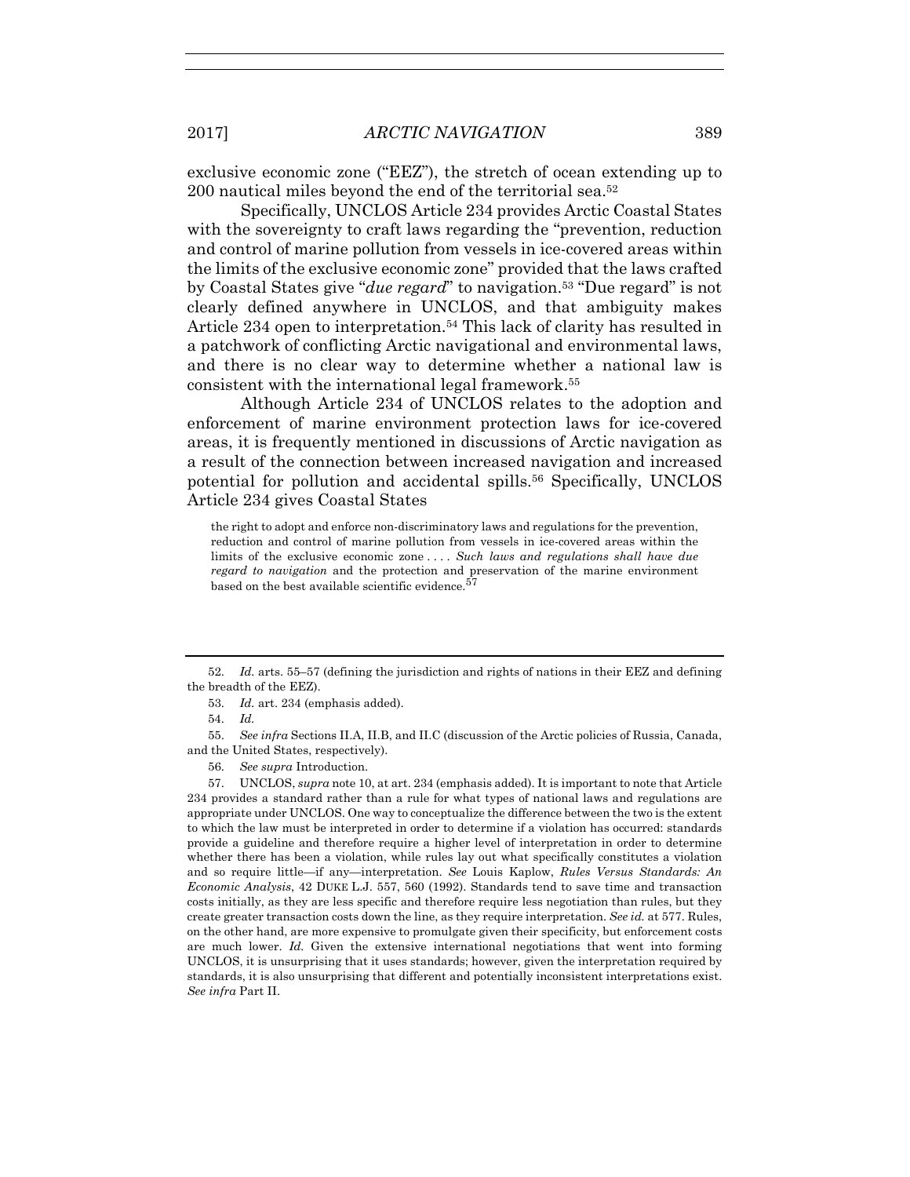exclusive economic zone ("EEZ"), the stretch of ocean extending up to 200 nautical miles beyond the end of the territorial sea.[52]

Specifically, UNCLOS Article 234 provides Arctic Coastal States with the sovereignty to craft laws regarding the "prevention, reduction and control of marine pollution from vessels in ice-covered areas within the limits of the exclusive economic zone" provided that the laws crafted by Coastal States give "*due regard*" to navigation.[53] "Due regard" is not clearly defined anywhere in UNCLOS, and that ambiguity makes Article 234 open to interpretation.[54] This lack of clarity has resulted in a patchwork of conflicting Arctic navigational and environmental laws, and there is no clear way to determine whether a national law is consistent with the international legal framework.[55]

Although Article 234 of UNCLOS relates to the adoption and enforcement of marine environment protection laws for ice-covered areas, it is frequently mentioned in discussions of Arctic navigation as a result of the connection between increased navigation and increased potential for pollution and accidental spills.[56] Specifically, UNCLOS Article 234 gives Coastal States

> the right to adopt and enforce non-discriminatory laws and regulations for the prevention, reduction and control of marine pollution from vessels in ice-covered areas within the limits of the exclusive economic zone . . . . *Such laws and regulations shall have due regard to navigation* and the protection and preservation of the marine environment based on the best available scientific evidence.[57]

---

52. *Id.* arts. 55–57 (defining the jurisdiction and rights of nations in their EEZ and defining the breadth of the EEZ).

53. *Id.* art. 234 (emphasis added).

54. *Id.*

55. *See infra* Sections II.A, II.B, and II.C (discussion of the Arctic policies of Russia, Canada, and the United States, respectively).

56. *See supra* Introduction.

57. UNCLOS, *supra* note 10, at art. 234 (emphasis added). It is important to note that Article 234 provides a standard rather than a rule for what types of national laws and regulations are appropriate under UNCLOS. One way to conceptualize the difference between the two is the extent to which the law must be interpreted in order to determine if a violation has occurred: standards provide a guideline and therefore require a higher level of interpretation in order to determine whether there has been a violation, while rules lay out what specifically constitutes a violation and so require little—if any—interpretation. *See* Louis Kaplow, *Rules Versus Standards: An Economic Analysis*, 42 DUKE L.J. 557, 560 (1992). Standards tend to save time and transaction costs initially, as they are less specific and therefore require less negotiation than rules, but they create greater transaction costs down the line, as they require interpretation. *See id.* at 577. Rules, on the other hand, are more expensive to promulgate given their specificity, but enforcement costs are much lower. *Id.* Given the extensive international negotiations that went into forming UNCLOS, it is unsurprising that it uses standards; however, given the interpretation required by standards, it is also unsurprising that different and potentially inconsistent interpretations exist. *See infra* Part II.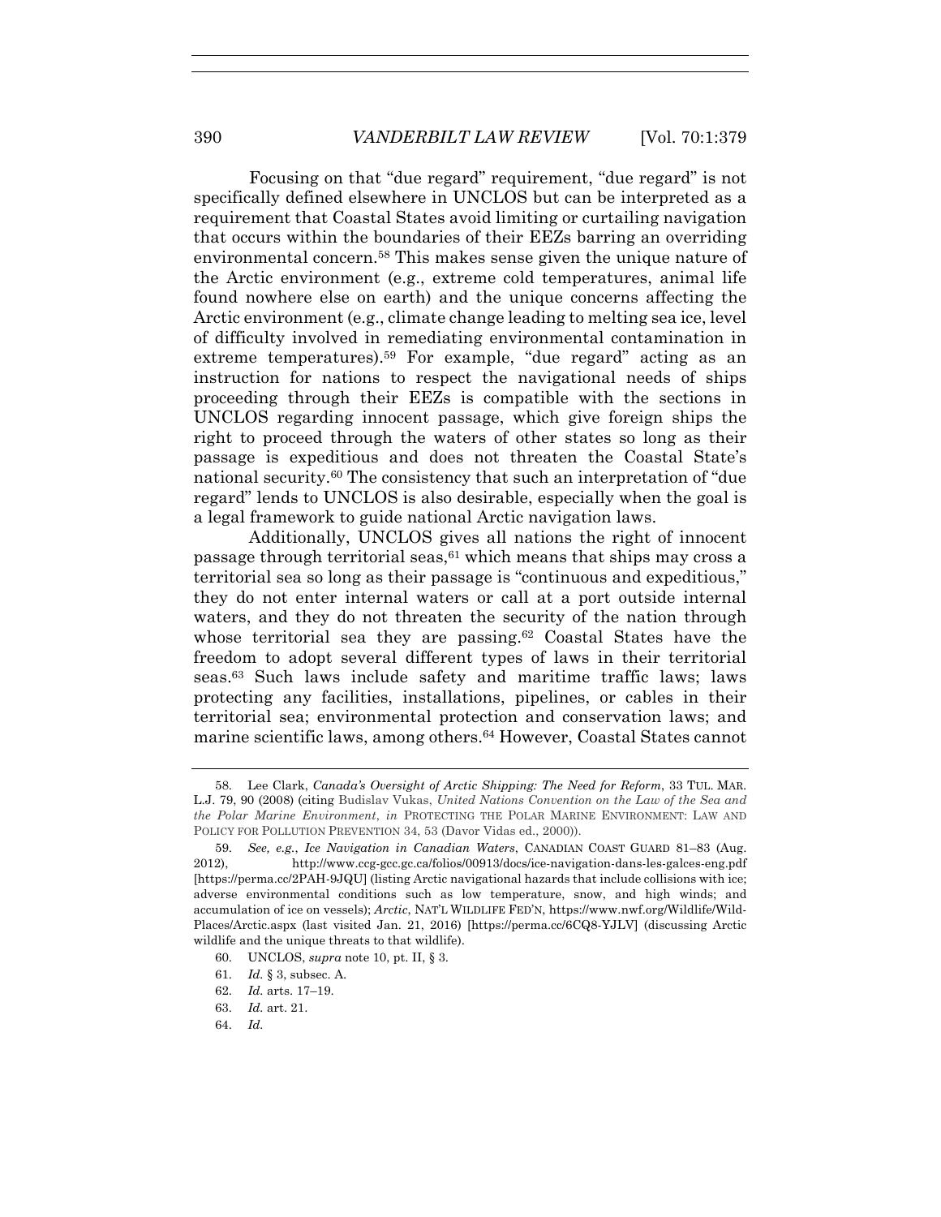Focusing on that "due regard" requirement, "due regard" is not specifically defined elsewhere in UNCLOS but can be interpreted as a requirement that Coastal States avoid limiting or curtailing navigation that occurs within the boundaries of their EEZs barring an overriding environmental concern.[58] This makes sense given the unique nature of the Arctic environment (e.g., extreme cold temperatures, animal life found nowhere else on earth) and the unique concerns affecting the Arctic environment (e.g., climate change leading to melting sea ice, level of difficulty involved in remediating environmental contamination in extreme temperatures).[59] For example, "due regard" acting as an instruction for nations to respect the navigational needs of ships proceeding through their EEZs is compatible with the sections in UNCLOS regarding innocent passage, which give foreign ships the right to proceed through the waters of other states so long as their passage is expeditious and does not threaten the Coastal State's national security.[60] The consistency that such an interpretation of "due regard" lends to UNCLOS is also desirable, especially when the goal is a legal framework to guide national Arctic navigation laws.

Additionally, UNCLOS gives all nations the right of innocent passage through territorial seas,[61] which means that ships may cross a territorial sea so long as their passage is "continuous and expeditious," they do not enter internal waters or call at a port outside internal waters, and they do not threaten the security of the nation through whose territorial sea they are passing.[62] Coastal States have the freedom to adopt several different types of laws in their territorial seas.[63] Such laws include safety and maritime traffic laws; laws protecting any facilities, installations, pipelines, or cables in their territorial sea; environmental protection and conservation laws; and marine scientific laws, among others.[64] However, Coastal States cannot

---

58. Lee Clark, *Canada's Oversight of Arctic Shipping: The Need for Reform*, 33 TUL. MAR. L.J. 79, 90 (2008) (citing Budislav Vukas, *United Nations Convention on the Law of the Sea and the Polar Marine Environment*, *in* PROTECTING THE POLAR MARINE ENVIRONMENT: LAW AND POLICY FOR POLLUTION PREVENTION 34, 53 (Davor Vidas ed., 2000)).

59. *See, e.g.*, *Ice Navigation in Canadian Waters*, CANADIAN COAST GUARD 81–83 (Aug. 2012), http://www.ccg-gcc.gc.ca/folios/00913/docs/ice-navigation-dans-les-galces-eng.pdf [https://perma.cc/2PAH-9JQU] (listing Arctic navigational hazards that include collisions with ice; adverse environmental conditions such as low temperature, snow, and high winds; and accumulation of ice on vessels); *Arctic*, NAT'L WILDLIFE FED'N, https://www.nwf.org/Wildlife/Wild-Places/Arctic.aspx (last visited Jan. 21, 2016) [https://perma.cc/6CQ8-YJLV] (discussing Arctic wildlife and the unique threats to that wildlife).

60. UNCLOS, *supra* note 10, pt. II, § 3.

61. *Id.* § 3, subsec. A.

62. *Id.* arts. 17–19.

63. *Id.* art. 21.

64. *Id.*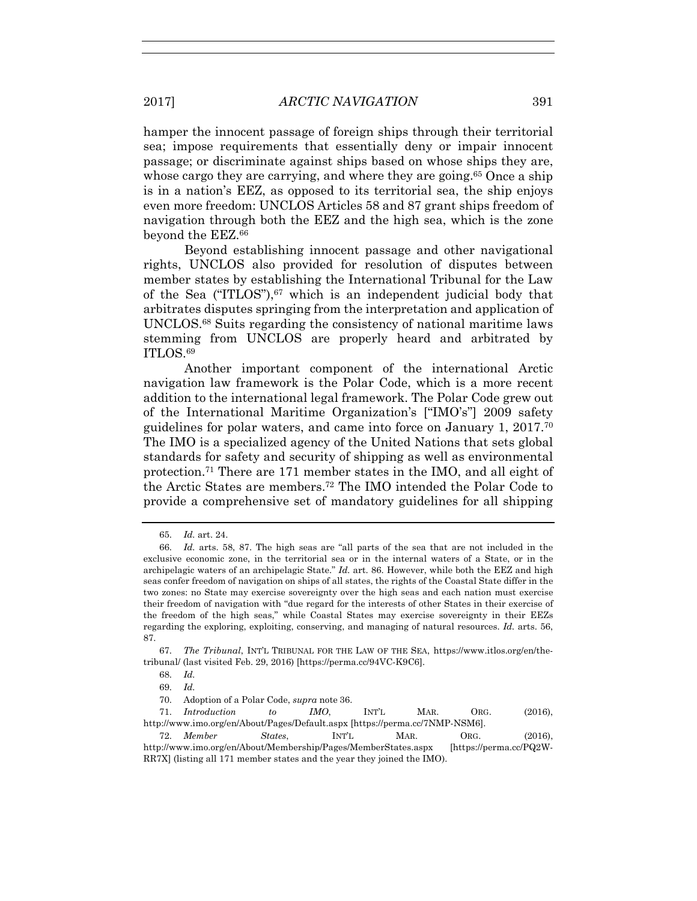hamper the innocent passage of foreign ships through their territorial sea; impose requirements that essentially deny or impair innocent passage; or discriminate against ships based on whose ships they are, whose cargo they are carrying, and where they are going.[65] Once a ship is in a nation's EEZ, as opposed to its territorial sea, the ship enjoys even more freedom: UNCLOS Articles 58 and 87 grant ships freedom of navigation through both the EEZ and the high sea, which is the zone beyond the EEZ.[66]

Beyond establishing innocent passage and other navigational rights, UNCLOS also provided for resolution of disputes between member states by establishing the International Tribunal for the Law of the Sea ("ITLOS"),[67] which is an independent judicial body that arbitrates disputes springing from the interpretation and application of UNCLOS.[68] Suits regarding the consistency of national maritime laws stemming from UNCLOS are properly heard and arbitrated by ITLOS.[69]

Another important component of the international Arctic navigation law framework is the Polar Code, which is a more recent addition to the international legal framework. The Polar Code grew out of the International Maritime Organization's ["IMO's"] 2009 safety guidelines for polar waters, and came into force on January 1, 2017.[70] The IMO is a specialized agency of the United Nations that sets global standards for safety and security of shipping as well as environmental protection.[71] There are 171 member states in the IMO, and all eight of the Arctic States are members.[72] The IMO intended the Polar Code to provide a comprehensive set of mandatory guidelines for all shipping

---

65. *Id.* art. 24.

66. *Id.* arts. 58, 87. The high seas are "all parts of the sea that are not included in the exclusive economic zone, in the territorial sea or in the internal waters of a State, or in the archipelagic waters of an archipelagic State." *Id.* art. 86. However, while both the EEZ and high seas confer freedom of navigation on ships of all states, the rights of the Coastal State differ in the two zones: no State may exercise sovereignty over the high seas and each nation must exercise their freedom of navigation with "due regard for the interests of other States in their exercise of the freedom of the high seas," while Coastal States may exercise sovereignty in their EEZs regarding the exploring, exploiting, conserving, and managing of natural resources. *Id.* arts. 56, 87.

67. *The Tribunal*, INT'L TRIBUNAL FOR THE LAW OF THE SEA, https://www.itlos.org/en/the-tribunal/ (last visited Feb. 29, 2016) [https://perma.cc/94VC-K9C6].

68. *Id.*

69. *Id.*

70. Adoption of a Polar Code, *supra* note 36.

71. *Introduction to IMO*, INT'L MAR. ORG. (2016), http://www.imo.org/en/About/Pages/Default.aspx [https://perma.cc/7NMP-NSM6].

72. *Member States*, INT'L MAR. ORG. (2016), http://www.imo.org/en/About/Membership/Pages/MemberStates.aspx [https://perma.cc/PQ2W-RR7X] (listing all 171 member states and the year they joined the IMO).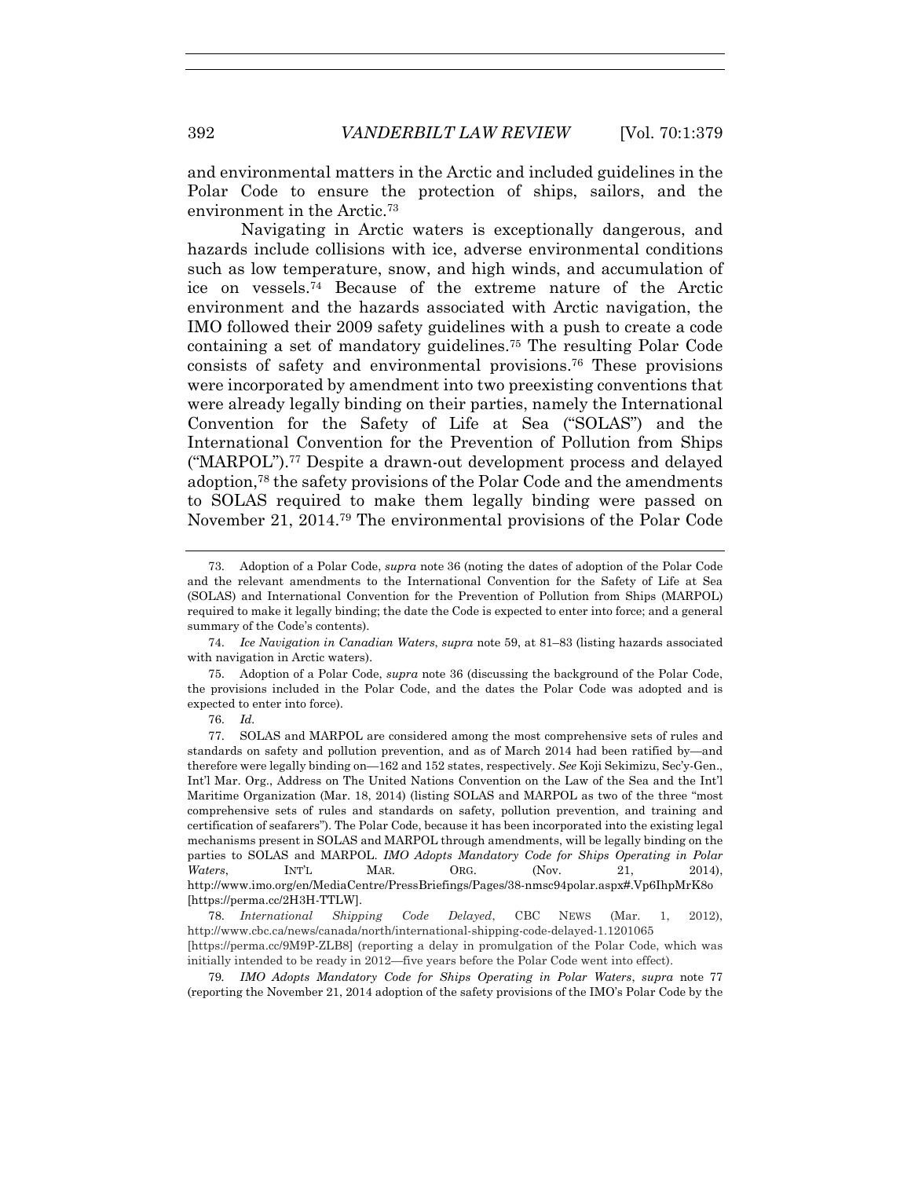and environmental matters in the Arctic and included guidelines in the Polar Code to ensure the protection of ships, sailors, and the environment in the Arctic.[73]

Navigating in Arctic waters is exceptionally dangerous, and hazards include collisions with ice, adverse environmental conditions such as low temperature, snow, and high winds, and accumulation of ice on vessels.[74] Because of the extreme nature of the Arctic environment and the hazards associated with Arctic navigation, the IMO followed their 2009 safety guidelines with a push to create a code containing a set of mandatory guidelines.[75] The resulting Polar Code consists of safety and environmental provisions.[76] These provisions were incorporated by amendment into two preexisting conventions that were already legally binding on their parties, namely the International Convention for the Safety of Life at Sea ("SOLAS") and the International Convention for the Prevention of Pollution from Ships ("MARPOL").[77] Despite a drawn-out development process and delayed adoption,[78] the safety provisions of the Polar Code and the amendments to SOLAS required to make them legally binding were passed on November 21, 2014.[79] The environmental provisions of the Polar Code

---

73. Adoption of a Polar Code, *supra* note 36 (noting the dates of adoption of the Polar Code and the relevant amendments to the International Convention for the Safety of Life at Sea (SOLAS) and International Convention for the Prevention of Pollution from Ships (MARPOL) required to make it legally binding; the date the Code is expected to enter into force; and a general summary of the Code's contents).

74. *Ice Navigation in Canadian Waters*, *supra* note 59, at 81–83 (listing hazards associated with navigation in Arctic waters).

75. Adoption of a Polar Code, *supra* note 36 (discussing the background of the Polar Code, the provisions included in the Polar Code, and the dates the Polar Code was adopted and is expected to enter into force).

76. *Id.*

77. SOLAS and MARPOL are considered among the most comprehensive sets of rules and standards on safety and pollution prevention, and as of March 2014 had been ratified by—and therefore were legally binding on—162 and 152 states, respectively. *See* Koji Sekimizu, Sec'y-Gen., Int'l Mar. Org., Address on The United Nations Convention on the Law of the Sea and the Int'l Maritime Organization (Mar. 18, 2014) (listing SOLAS and MARPOL as two of the three "most comprehensive sets of rules and standards on safety, pollution prevention, and training and certification of seafarers"). The Polar Code, because it has been incorporated into the existing legal mechanisms present in SOLAS and MARPOL through amendments, will be legally binding on the parties to SOLAS and MARPOL. *IMO Adopts Mandatory Code for Ships Operating in Polar Waters*, INT'L MAR. ORG. (Nov. 21, 2014), http://www.imo.org/en/MediaCentre/PressBriefings/Pages/38-nmsc94polar.aspx#.Vp6IhpMrK8o [https://perma.cc/2H3H-TTLW].

78. *International Shipping Code Delayed*, CBC NEWS (Mar. 1, 2012), http://www.cbc.ca/news/canada/north/international-shipping-code-delayed-1.1201065 [https://perma.cc/9M9P-ZLB8] (reporting a delay in promulgation of the Polar Code, which was initially intended to be ready in 2012—five years before the Polar Code went into effect).

79. *IMO Adopts Mandatory Code for Ships Operating in Polar Waters*, *supra* note 77 (reporting the November 21, 2014 adoption of the safety provisions of the IMO's Polar Code by the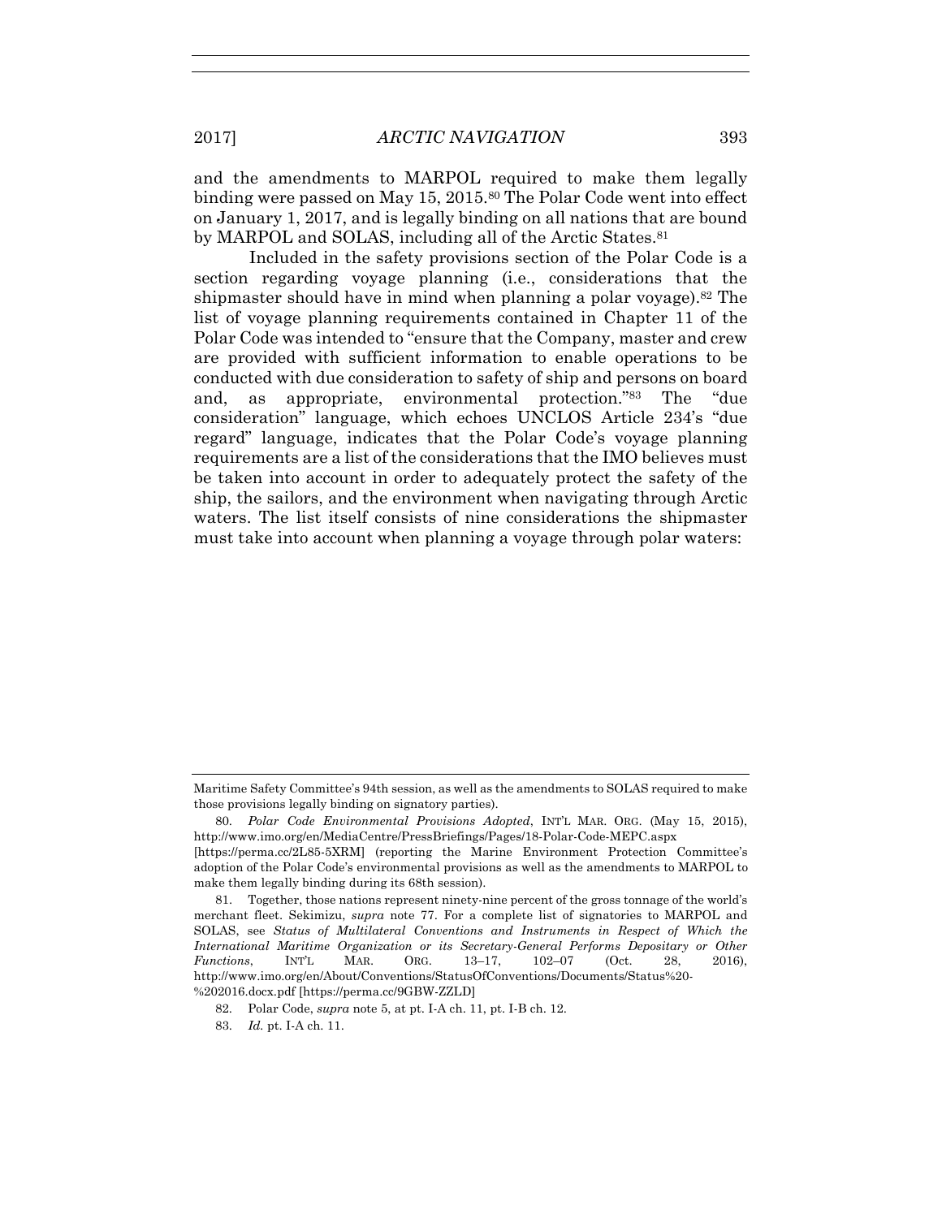and the amendments to MARPOL required to make them legally binding were passed on May 15, 2015.[80] The Polar Code went into effect on January 1, 2017, and is legally binding on all nations that are bound by MARPOL and SOLAS, including all of the Arctic States.[81]

Included in the safety provisions section of the Polar Code is a section regarding voyage planning (i.e., considerations that the shipmaster should have in mind when planning a polar voyage).[82] The list of voyage planning requirements contained in Chapter 11 of the Polar Code was intended to "ensure that the Company, master and crew are provided with sufficient information to enable operations to be conducted with due consideration to safety of ship and persons on board and, as appropriate, environmental protection."[83] The "due consideration" language, which echoes UNCLOS Article 234's "due regard" language, indicates that the Polar Code's voyage planning requirements are a list of the considerations that the IMO believes must be taken into account in order to adequately protect the safety of the ship, the sailors, and the environment when navigating through Arctic waters. The list itself consists of nine considerations the shipmaster must take into account when planning a voyage through polar waters:

---

Maritime Safety Committee's 94th session, as well as the amendments to SOLAS required to make those provisions legally binding on signatory parties).

80. *Polar Code Environmental Provisions Adopted*, INT'L MAR. ORG. (May 15, 2015), http://www.imo.org/en/MediaCentre/PressBriefings/Pages/18-Polar-Code-MEPC.aspx [https://perma.cc/2L85-5XRM] (reporting the Marine Environment Protection Committee's adoption of the Polar Code's environmental provisions as well as the amendments to MARPOL to make them legally binding during its 68th session).

81. Together, those nations represent ninety-nine percent of the gross tonnage of the world's merchant fleet. Sekimizu, *supra* note 77. For a complete list of signatories to MARPOL and SOLAS, see *Status of Multilateral Conventions and Instruments in Respect of Which the International Maritime Organization or its Secretary-General Performs Depositary or Other Functions*, INT'L MAR. ORG. 13–17, 102–07 (Oct. 28, 2016), http://www.imo.org/en/About/Conventions/StatusOfConventions/Documents/Status%20-%202016.docx.pdf [https://perma.cc/9GBW-ZZLD]

82. Polar Code, *supra* note 5, at pt. I-A ch. 11, pt. I-B ch. 12.

83. *Id.* pt. I-A ch. 11.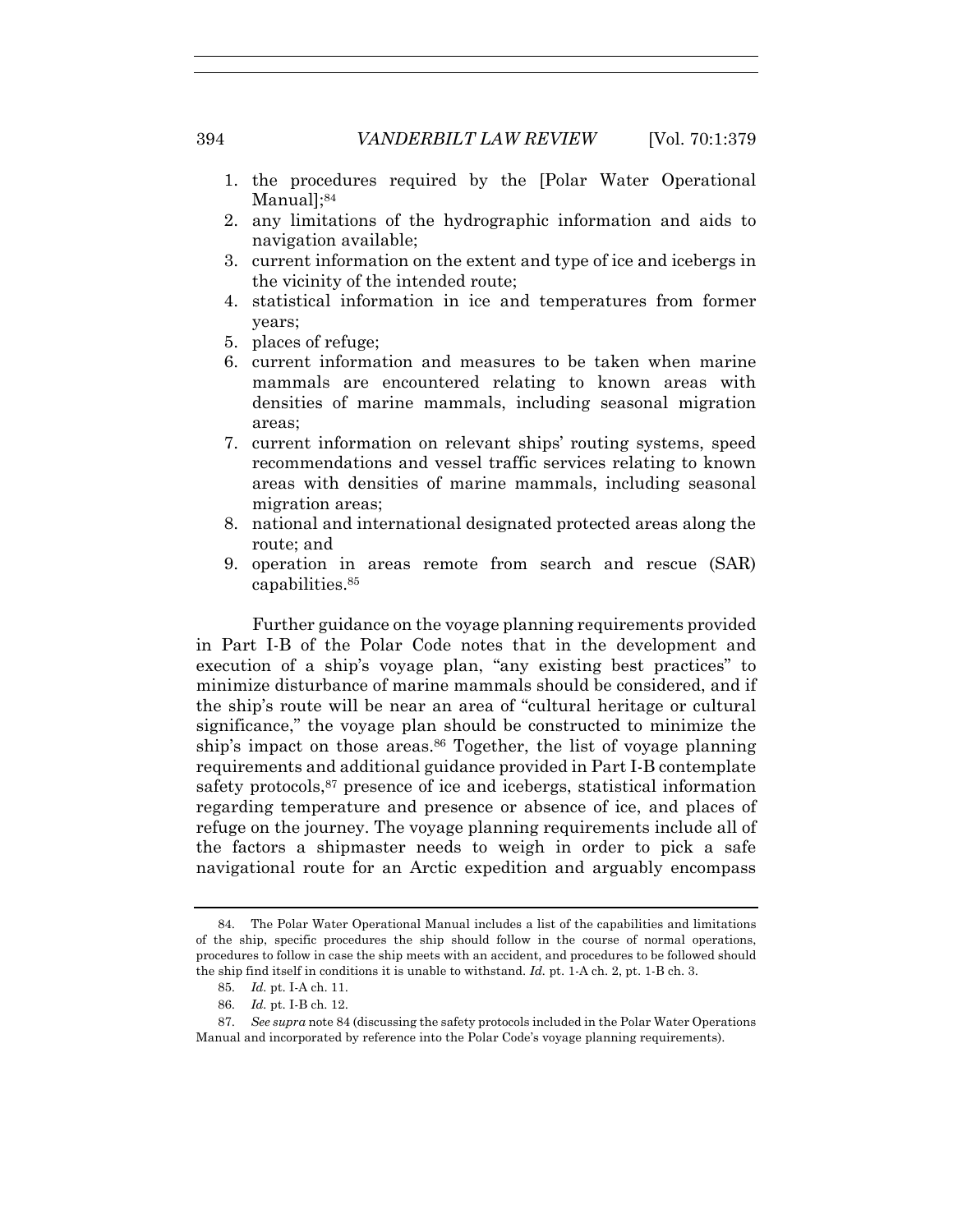1. the procedures required by the [Polar Water Operational Manual];[84]
2. any limitations of the hydrographic information and aids to navigation available;
3. current information on the extent and type of ice and icebergs in the vicinity of the intended route;
4. statistical information in ice and temperatures from former years;
5. places of refuge;
6. current information and measures to be taken when marine mammals are encountered relating to known areas with densities of marine mammals, including seasonal migration areas;
7. current information on relevant ships' routing systems, speed recommendations and vessel traffic services relating to known areas with densities of marine mammals, including seasonal migration areas;
8. national and international designated protected areas along the route; and
9. operation in areas remote from search and rescue (SAR) capabilities.[85]

Further guidance on the voyage planning requirements provided in Part I-B of the Polar Code notes that in the development and execution of a ship's voyage plan, "any existing best practices" to minimize disturbance of marine mammals should be considered, and if the ship's route will be near an area of "cultural heritage or cultural significance," the voyage plan should be constructed to minimize the ship's impact on those areas.[86] Together, the list of voyage planning requirements and additional guidance provided in Part I-B contemplate safety protocols,[87] presence of ice and icebergs, statistical information regarding temperature and presence or absence of ice, and places of refuge on the journey. The voyage planning requirements include all of the factors a shipmaster needs to weigh in order to pick a safe navigational route for an Arctic expedition and arguably encompass

---

84. The Polar Water Operational Manual includes a list of the capabilities and limitations of the ship, specific procedures the ship should follow in the course of normal operations, procedures to follow in case the ship meets with an accident, and procedures to be followed should the ship find itself in conditions it is unable to withstand. *Id.* pt. 1-A ch. 2, pt. 1-B ch. 3.

85. *Id.* pt. I-A ch. 11.

86. *Id.* pt. I-B ch. 12.

87. *See supra* note 84 (discussing the safety protocols included in the Polar Water Operations Manual and incorporated by reference into the Polar Code's voyage planning requirements).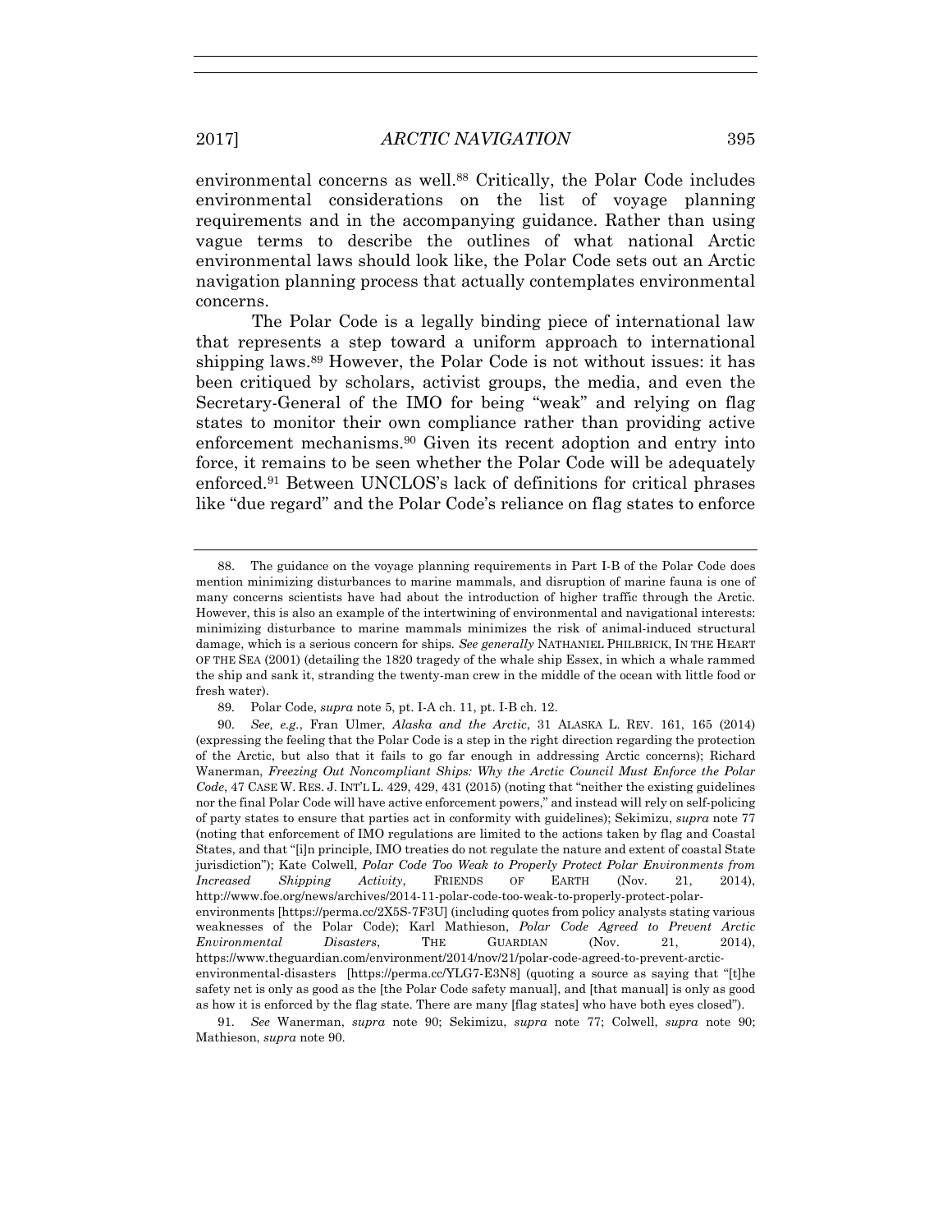environmental concerns as well.[88] Critically, the Polar Code includes environmental considerations on the list of voyage planning requirements and in the accompanying guidance. Rather than using vague terms to describe the outlines of what national Arctic environmental laws should look like, the Polar Code sets out an Arctic navigation planning process that actually contemplates environmental concerns.

The Polar Code is a legally binding piece of international law that represents a step toward a uniform approach to international shipping laws.[89] However, the Polar Code is not without issues: it has been critiqued by scholars, activist groups, the media, and even the Secretary-General of the IMO for being "weak" and relying on flag states to monitor their own compliance rather than providing active enforcement mechanisms.[90] Given its recent adoption and entry into force, it remains to be seen whether the Polar Code will be adequately enforced.[91] Between UNCLOS's lack of definitions for critical phrases like "due regard" and the Polar Code's reliance on flag states to enforce

---

88. The guidance on the voyage planning requirements in Part I-B of the Polar Code does mention minimizing disturbances to marine mammals, and disruption of marine fauna is one of many concerns scientists have had about the introduction of higher traffic through the Arctic. However, this is also an example of the intertwining of environmental and navigational interests: minimizing disturbance to marine mammals minimizes the risk of animal-induced structural damage, which is a serious concern for ships. *See generally* NATHANIEL PHILBRICK, IN THE HEART OF THE SEA (2001) (detailing the 1820 tragedy of the whale ship Essex, in which a whale rammed the ship and sank it, stranding the twenty-man crew in the middle of the ocean with little food or fresh water).

89. Polar Code, *supra* note 5, pt. I-A ch. 11, pt. I-B ch. 12.

90. *See, e.g.*, Fran Ulmer, *Alaska and the Arctic*, 31 ALASKA L. REV. 161, 165 (2014) (expressing the feeling that the Polar Code is a step in the right direction regarding the protection of the Arctic, but also that it fails to go far enough in addressing Arctic concerns); Richard Wanerman, *Freezing Out Noncompliant Ships: Why the Arctic Council Must Enforce the Polar Code*, 47 CASE W. RES. J. INT'L L. 429, 429, 431 (2015) (noting that "neither the existing guidelines nor the final Polar Code will have active enforcement powers," and instead will rely on self-policing of party states to ensure that parties act in conformity with guidelines); Sekimizu, *supra* note 77 (noting that enforcement of IMO regulations are limited to the actions taken by flag and Coastal States, and that "[i]n principle, IMO treaties do not regulate the nature and extent of coastal State jurisdiction"); Kate Colwell, *Polar Code Too Weak to Properly Protect Polar Environments from Increased Shipping Activity*, FRIENDS OF EARTH (Nov. 21, 2014), http://www.foe.org/news/archives/2014-11-polar-code-too-weak-to-properly-protect-polar-environments [https://perma.cc/2X5S-7F3U] (including quotes from policy analysts stating various weaknesses of the Polar Code); Karl Mathieson, *Polar Code Agreed to Prevent Arctic Environmental Disasters*, THE GUARDIAN (Nov. 21, 2014), https://www.theguardian.com/environment/2014/nov/21/polar-code-agreed-to-prevent-arctic-environmental-disasters [https://perma.cc/YLG7-E3N8] (quoting a source as saying that "[t]he safety net is only as good as the [the Polar Code safety manual], and [that manual] is only as good as how it is enforced by the flag state. There are many [flag states] who have both eyes closed").

91. *See* Wanerman, *supra* note 90; Sekimizu, *supra* note 77; Colwell, *supra* note 90; Mathieson, *supra* note 90.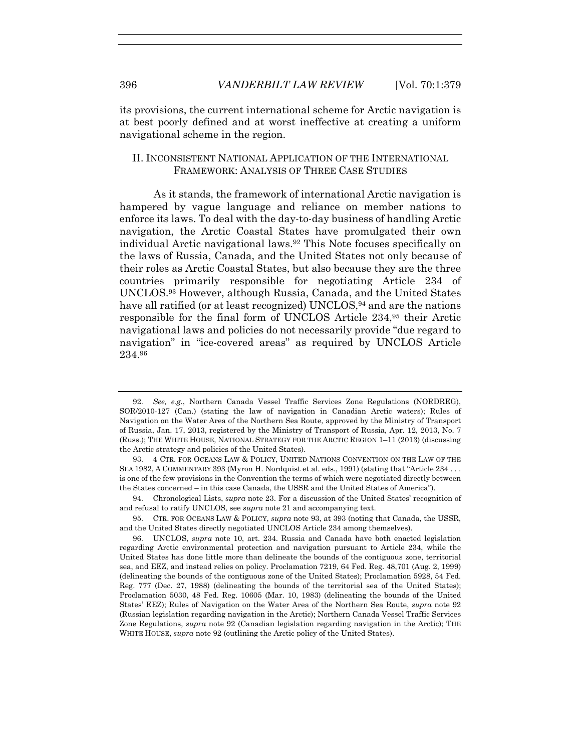its provisions, the current international scheme for Arctic navigation is at best poorly defined and at worst ineffective at creating a uniform navigational scheme in the region.

## II. INCONSISTENT NATIONAL APPLICATION OF THE INTERNATIONAL FRAMEWORK: ANALYSIS OF THREE CASE STUDIES

As it stands, the framework of international Arctic navigation is hampered by vague language and reliance on member nations to enforce its laws. To deal with the day-to-day business of handling Arctic navigation, the Arctic Coastal States have promulgated their own individual Arctic navigational laws.[92] This Note focuses specifically on the laws of Russia, Canada, and the United States not only because of their roles as Arctic Coastal States, but also because they are the three countries primarily responsible for negotiating Article 234 of UNCLOS.[93] However, although Russia, Canada, and the United States have all ratified (or at least recognized) UNCLOS,[94] and are the nations responsible for the final form of UNCLOS Article 234,[95] their Arctic navigational laws and policies do not necessarily provide "due regard to navigation" in "ice-covered areas" as required by UNCLOS Article 234.[96]

---

92. *See, e.g.*, Northern Canada Vessel Traffic Services Zone Regulations (NORDREG), SOR/2010-127 (Can.) (stating the law of navigation in Canadian Arctic waters); Rules of Navigation on the Water Area of the Northern Sea Route, approved by the Ministry of Transport of Russia, Jan. 17, 2013, registered by the Ministry of Transport of Russia, Apr. 12, 2013, No. 7 (Russ.); THE WHITE HOUSE, NATIONAL STRATEGY FOR THE ARCTIC REGION 1–11 (2013) (discussing the Arctic strategy and policies of the United States).

93. 4 CTR. FOR OCEANS LAW & POLICY, UNITED NATIONS CONVENTION ON THE LAW OF THE SEA 1982, A COMMENTARY 393 (Myron H. Nordquist et al. eds., 1991) (stating that "Article 234 . . . is one of the few provisions in the Convention the terms of which were negotiated directly between the States concerned – in this case Canada, the USSR and the United States of America").

94. Chronological Lists, *supra* note 23. For a discussion of the United States' recognition of and refusal to ratify UNCLOS, see *supra* note 21 and accompanying text.

95. CTR. FOR OCEANS LAW & POLICY, *supra* note 93, at 393 (noting that Canada, the USSR, and the United States directly negotiated UNCLOS Article 234 among themselves).

96. UNCLOS, *supra* note 10, art. 234. Russia and Canada have both enacted legislation regarding Arctic environmental protection and navigation pursuant to Article 234, while the United States has done little more than delineate the bounds of the contiguous zone, territorial sea, and EEZ, and instead relies on policy. Proclamation 7219, 64 Fed. Reg. 48,701 (Aug. 2, 1999) (delineating the bounds of the contiguous zone of the United States); Proclamation 5928, 54 Fed. Reg. 777 (Dec. 27, 1988) (delineating the bounds of the territorial sea of the United States); Proclamation 5030, 48 Fed. Reg. 10605 (Mar. 10, 1983) (delineating the bounds of the United States' EEZ); Rules of Navigation on the Water Area of the Northern Sea Route, *supra* note 92 (Russian legislation regarding navigation in the Arctic); Northern Canada Vessel Traffic Services Zone Regulations, *supra* note 92 (Canadian legislation regarding navigation in the Arctic); THE WHITE HOUSE, *supra* note 92 (outlining the Arctic policy of the United States).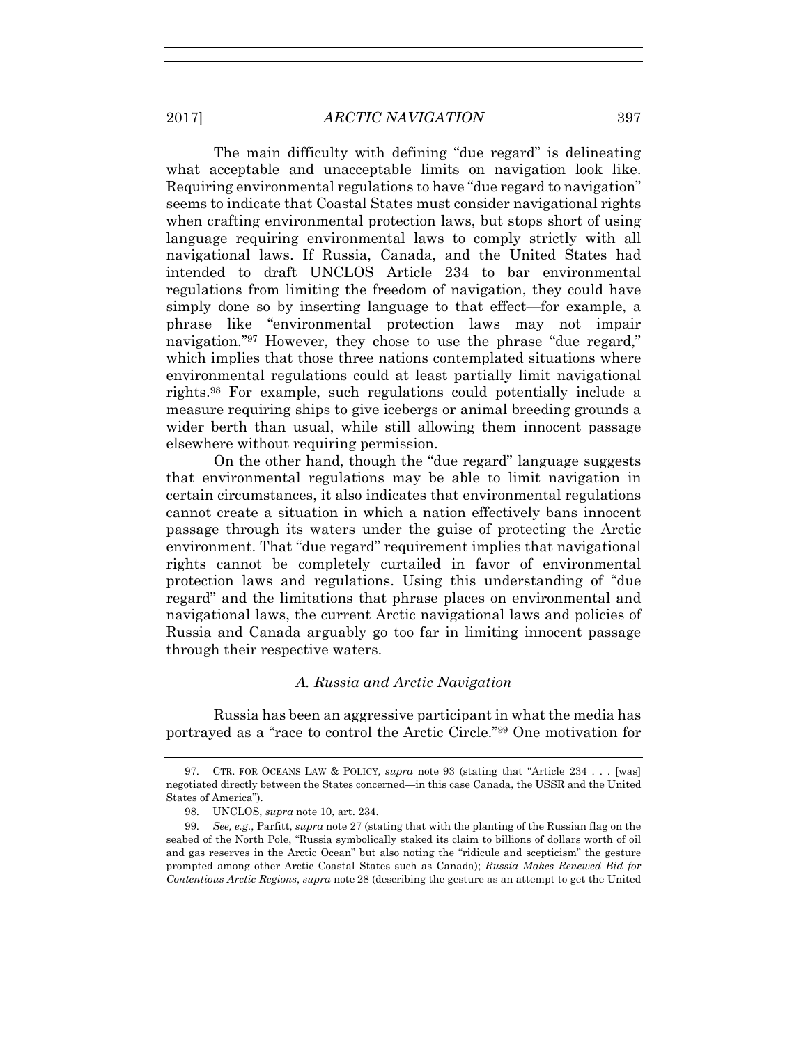The main difficulty with defining "due regard" is delineating what acceptable and unacceptable limits on navigation look like. Requiring environmental regulations to have "due regard to navigation" seems to indicate that Coastal States must consider navigational rights when crafting environmental protection laws, but stops short of using language requiring environmental laws to comply strictly with all navigational laws. If Russia, Canada, and the United States had intended to draft UNCLOS Article 234 to bar environmental regulations from limiting the freedom of navigation, they could have simply done so by inserting language to that effect—for example, a phrase like "environmental protection laws may not impair navigation."[97] However, they chose to use the phrase "due regard," which implies that those three nations contemplated situations where environmental regulations could at least partially limit navigational rights.[98] For example, such regulations could potentially include a measure requiring ships to give icebergs or animal breeding grounds a wider berth than usual, while still allowing them innocent passage elsewhere without requiring permission.

On the other hand, though the "due regard" language suggests that environmental regulations may be able to limit navigation in certain circumstances, it also indicates that environmental regulations cannot create a situation in which a nation effectively bans innocent passage through its waters under the guise of protecting the Arctic environment. That "due regard" requirement implies that navigational rights cannot be completely curtailed in favor of environmental protection laws and regulations. Using this understanding of "due regard" and the limitations that phrase places on environmental and navigational laws, the current Arctic navigational laws and policies of Russia and Canada arguably go too far in limiting innocent passage through their respective waters.

### *A. Russia and Arctic Navigation*

Russia has been an aggressive participant in what the media has portrayed as a "race to control the Arctic Circle."[99] One motivation for

---

97. CTR. FOR OCEANS LAW & POLICY, *supra* note 93 (stating that "Article 234 . . . [was] negotiated directly between the States concerned—in this case Canada, the USSR and the United States of America").

98. UNCLOS, *supra* note 10, art. 234.

99. *See, e.g.*, Parfitt, *supra* note 27 (stating that with the planting of the Russian flag on the seabed of the North Pole, "Russia symbolically staked its claim to billions of dollars worth of oil and gas reserves in the Arctic Ocean" but also noting the "ridicule and scepticism" the gesture prompted among other Arctic Coastal States such as Canada); *Russia Makes Renewed Bid for Contentious Arctic Regions*, *supra* note 28 (describing the gesture as an attempt to get the United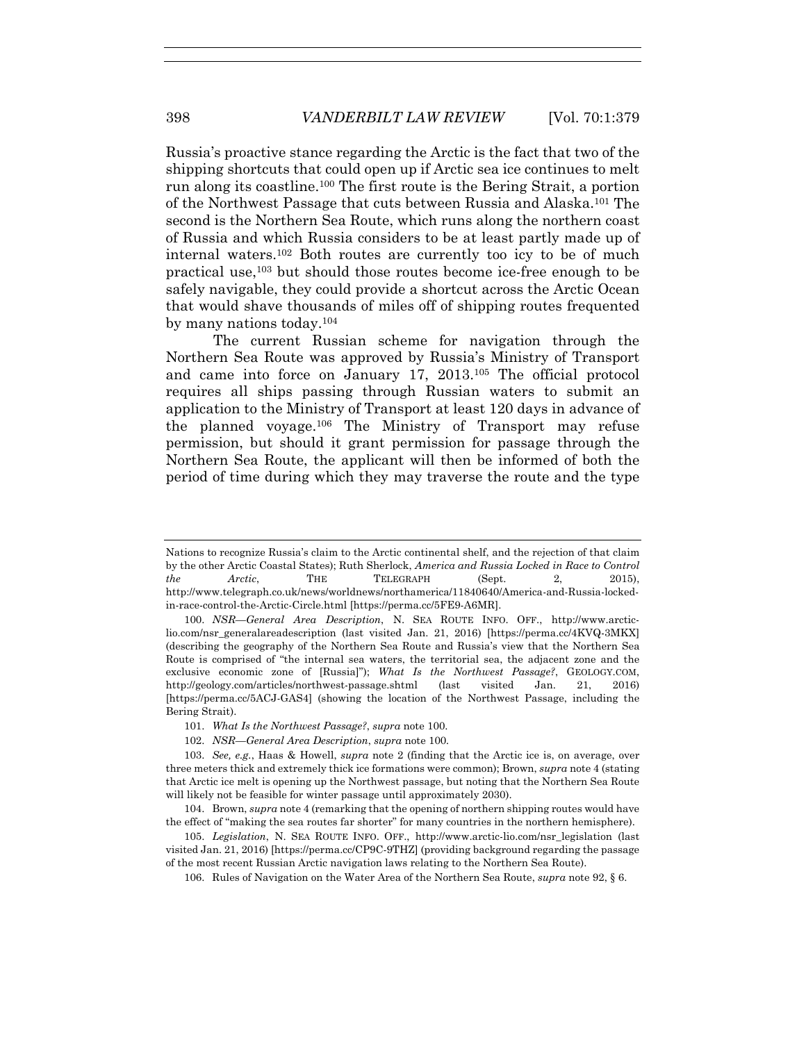Russia's proactive stance regarding the Arctic is the fact that two of the shipping shortcuts that could open up if Arctic sea ice continues to melt run along its coastline.[100] The first route is the Bering Strait, a portion of the Northwest Passage that cuts between Russia and Alaska.[101] The second is the Northern Sea Route, which runs along the northern coast of Russia and which Russia considers to be at least partly made up of internal waters.[102] Both routes are currently too icy to be of much practical use,[103] but should those routes become ice-free enough to be safely navigable, they could provide a shortcut across the Arctic Ocean that would shave thousands of miles off of shipping routes frequented by many nations today.[104]

The current Russian scheme for navigation through the Northern Sea Route was approved by Russia's Ministry of Transport and came into force on January 17, 2013.[105] The official protocol requires all ships passing through Russian waters to submit an application to the Ministry of Transport at least 120 days in advance of the planned voyage.[106] The Ministry of Transport may refuse permission, but should it grant permission for passage through the Northern Sea Route, the applicant will then be informed of both the period of time during which they may traverse the route and the type

---

Nations to recognize Russia's claim to the Arctic continental shelf, and the rejection of that claim by the other Arctic Coastal States); Ruth Sherlock, *America and Russia Locked in Race to Control the Arctic*, THE TELEGRAPH (Sept. 2, 2015), http://www.telegraph.co.uk/news/worldnews/northamerica/11840640/America-and-Russia-locked-in-race-control-the-Arctic-Circle.html [https://perma.cc/5FE9-A6MR].

100. *NSR—General Area Description*, N. SEA ROUTE INFO. OFF., http://www.arctic-lio.com/nsr_generalareadescription (last visited Jan. 21, 2016) [https://perma.cc/4KVQ-3MKX] (describing the geography of the Northern Sea Route and Russia's view that the Northern Sea Route is comprised of "the internal sea waters, the territorial sea, the adjacent zone and the exclusive economic zone of [Russia]"); *What Is the Northwest Passage?*, GEOLOGY.COM, http://geology.com/articles/northwest-passage.shtml (last visited Jan. 21, 2016) [https://perma.cc/5ACJ-GAS4] (showing the location of the Northwest Passage, including the Bering Strait).

101. *What Is the Northwest Passage?*, *supra* note 100.

102. *NSR—General Area Description*, *supra* note 100.

103. *See, e.g.*, Haas & Howell, *supra* note 2 (finding that the Arctic ice is, on average, over three meters thick and extremely thick ice formations were common); Brown, *supra* note 4 (stating that Arctic ice melt is opening up the Northwest passage, but noting that the Northern Sea Route will likely not be feasible for winter passage until approximately 2030).

104. Brown, *supra* note 4 (remarking that the opening of northern shipping routes would have the effect of "making the sea routes far shorter" for many countries in the northern hemisphere).

105. *Legislation*, N. SEA ROUTE INFO. OFF., http://www.arctic-lio.com/nsr_legislation (last visited Jan. 21, 2016) [https://perma.cc/CP9C-9THZ] (providing background regarding the passage of the most recent Russian Arctic navigation laws relating to the Northern Sea Route).

106. Rules of Navigation on the Water Area of the Northern Sea Route, *supra* note 92, § 6.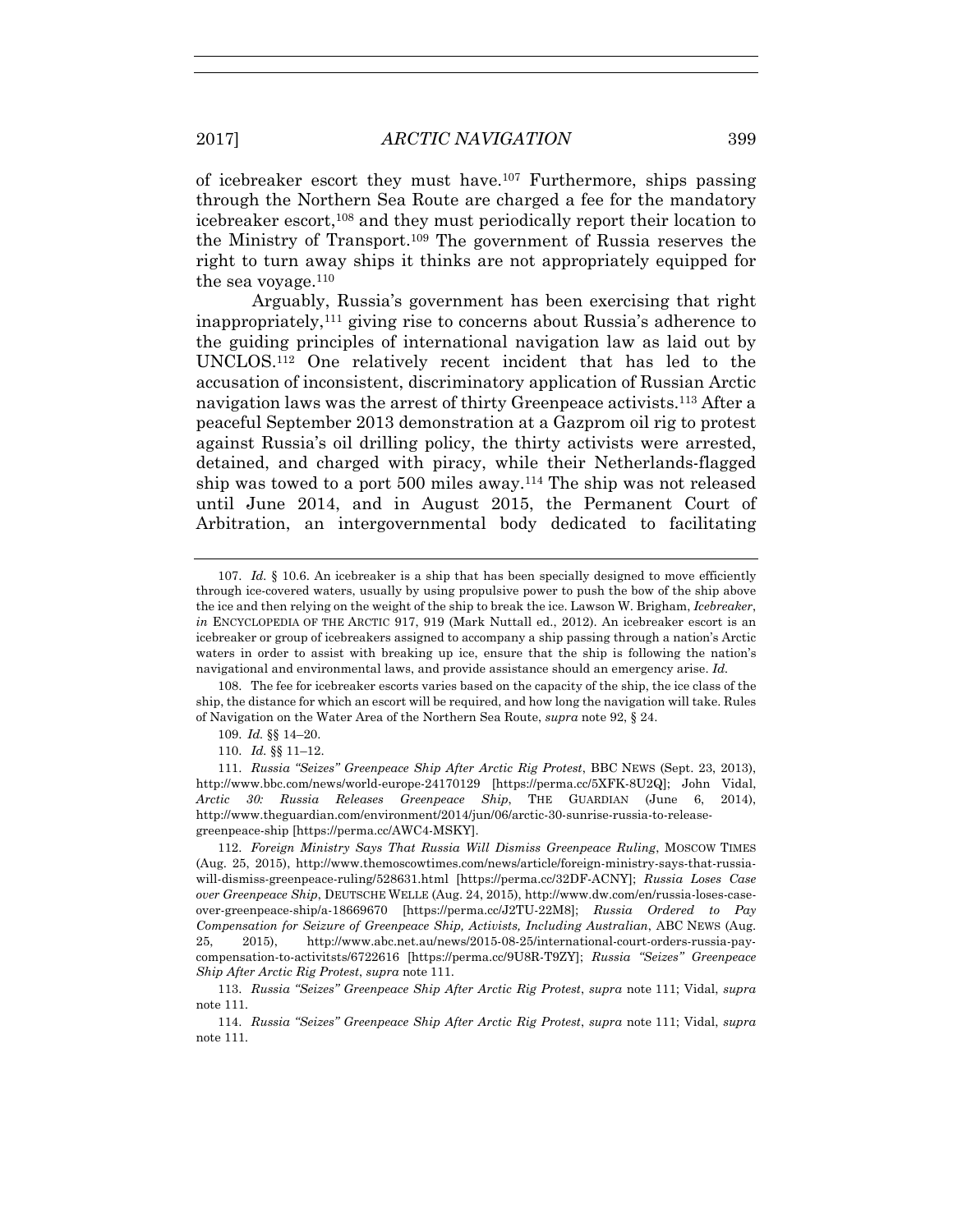of icebreaker escort they must have.[107] Furthermore, ships passing through the Northern Sea Route are charged a fee for the mandatory icebreaker escort,[108] and they must periodically report their location to the Ministry of Transport.[109] The government of Russia reserves the right to turn away ships it thinks are not appropriately equipped for the sea voyage.[110]

Arguably, Russia's government has been exercising that right inappropriately,[111] giving rise to concerns about Russia's adherence to the guiding principles of international navigation law as laid out by UNCLOS.[112] One relatively recent incident that has led to the accusation of inconsistent, discriminatory application of Russian Arctic navigation laws was the arrest of thirty Greenpeace activists.[113] After a peaceful September 2013 demonstration at a Gazprom oil rig to protest against Russia's oil drilling policy, the thirty activists were arrested, detained, and charged with piracy, while their Netherlands-flagged ship was towed to a port 500 miles away.[114] The ship was not released until June 2014, and in August 2015, the Permanent Court of Arbitration, an intergovernmental body dedicated to facilitating

---

107. *Id.* § 10.6. An icebreaker is a ship that has been specially designed to move efficiently through ice-covered waters, usually by using propulsive power to push the bow of the ship above the ice and then relying on the weight of the ship to break the ice. Lawson W. Brigham, *Icebreaker*, *in* ENCYCLOPEDIA OF THE ARCTIC 917, 919 (Mark Nuttall ed., 2012). An icebreaker escort is an icebreaker or group of icebreakers assigned to accompany a ship passing through a nation's Arctic waters in order to assist with breaking up ice, ensure that the ship is following the nation's navigational and environmental laws, and provide assistance should an emergency arise. *Id.*

108. The fee for icebreaker escorts varies based on the capacity of the ship, the ice class of the ship, the distance for which an escort will be required, and how long the navigation will take. Rules of Navigation on the Water Area of the Northern Sea Route, *supra* note 92, § 24.

109. *Id.* §§ 14–20.

110. *Id.* §§ 11–12.

111. *Russia "Seizes" Greenpeace Ship After Arctic Rig Protest*, BBC NEWS (Sept. 23, 2013), http://www.bbc.com/news/world-europe-24170129 [https://perma.cc/5XFK-8U2Q]; John Vidal, *Arctic 30: Russia Releases Greenpeace Ship*, THE GUARDIAN (June 6, 2014), http://www.theguardian.com/environment/2014/jun/06/arctic-30-sunrise-russia-to-release-greenpeace-ship [https://perma.cc/AWC4-MSKY].

112. *Foreign Ministry Says That Russia Will Dismiss Greenpeace Ruling*, MOSCOW TIMES (Aug. 25, 2015), http://www.themoscowtimes.com/news/article/foreign-ministry-says-that-russia-will-dismiss-greenpeace-ruling/528631.html [https://perma.cc/32DF-ACNY]; *Russia Loses Case over Greenpeace Ship*, DEUTSCHE WELLE (Aug. 24, 2015), http://www.dw.com/en/russia-loses-case-over-greenpeace-ship/a-18669670 [https://perma.cc/J2TU-22M8]; *Russia Ordered to Pay Compensation for Seizure of Greenpeace Ship, Activists, Including Australian*, ABC NEWS (Aug. 25, 2015), http://www.abc.net.au/news/2015-08-25/international-court-orders-russia-pay-compensation-to-activitsts/6722616 [https://perma.cc/9U8R-T9ZY]; *Russia "Seizes" Greenpeace Ship After Arctic Rig Protest*, *supra* note 111.

113. *Russia "Seizes" Greenpeace Ship After Arctic Rig Protest*, *supra* note 111; Vidal, *supra* note 111.

114. *Russia "Seizes" Greenpeace Ship After Arctic Rig Protest*, *supra* note 111; Vidal, *supra* note 111.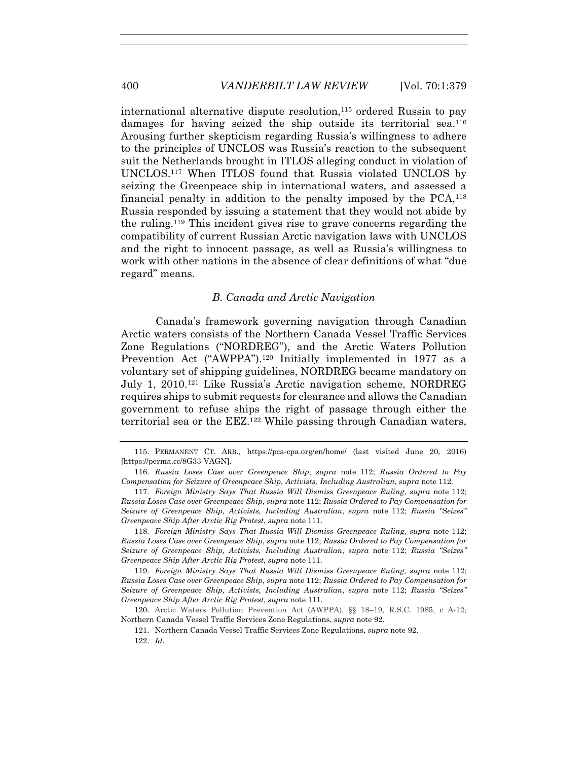international alternative dispute resolution,[115] ordered Russia to pay damages for having seized the ship outside its territorial sea.[116] Arousing further skepticism regarding Russia's willingness to adhere to the principles of UNCLOS was Russia's reaction to the subsequent suit the Netherlands brought in ITLOS alleging conduct in violation of UNCLOS.[117] When ITLOS found that Russia violated UNCLOS by seizing the Greenpeace ship in international waters, and assessed a financial penalty in addition to the penalty imposed by the PCA,[118] Russia responded by issuing a statement that they would not abide by the ruling.[119] This incident gives rise to grave concerns regarding the compatibility of current Russian Arctic navigation laws with UNCLOS and the right to innocent passage, as well as Russia's willingness to work with other nations in the absence of clear definitions of what "due regard" means.

### *B. Canada and Arctic Navigation*

Canada's framework governing navigation through Canadian Arctic waters consists of the Northern Canada Vessel Traffic Services Zone Regulations ("NORDREG"), and the Arctic Waters Pollution Prevention Act ("AWPPA").[120] Initially implemented in 1977 as a voluntary set of shipping guidelines, NORDREG became mandatory on July 1, 2010.[121] Like Russia's Arctic navigation scheme, NORDREG requires ships to submit requests for clearance and allows the Canadian government to refuse ships the right of passage through either the territorial sea or the EEZ.[122] While passing through Canadian waters,

---

115. PERMANENT CT. ARB., https://pca-cpa.org/en/home/ (last visited June 20, 2016) [https://perma.cc/8G33-VAGN].

116. *Russia Loses Case over Greenpeace Ship*, *supra* note 112; *Russia Ordered to Pay Compensation for Seizure of Greenpeace Ship, Activists, Including Australian*, *supra* note 112.

117. *Foreign Ministry Says That Russia Will Dismiss Greenpeace Ruling*, *supra* note 112; *Russia Loses Case over Greenpeace Ship*, *supra* note 112; *Russia Ordered to Pay Compensation for Seizure of Greenpeace Ship, Activists, Including Australian*, *supra* note 112; *Russia "Seizes" Greenpeace Ship After Arctic Rig Protest*, *supra* note 111.

118. *Foreign Ministry Says That Russia Will Dismiss Greenpeace Ruling*, *supra* note 112; *Russia Loses Case over Greenpeace Ship*, *supra* note 112; *Russia Ordered to Pay Compensation for Seizure of Greenpeace Ship, Activists, Including Australian*, *supra* note 112; *Russia "Seizes" Greenpeace Ship After Arctic Rig Protest*, *supra* note 111.

119. *Foreign Ministry Says That Russia Will Dismiss Greenpeace Ruling*, *supra* note 112; *Russia Loses Case over Greenpeace Ship*, *supra* note 112; *Russia Ordered to Pay Compensation for Seizure of Greenpeace Ship, Activists, Including Australian*, *supra* note 112; *Russia "Seizes" Greenpeace Ship After Arctic Rig Protest*, *supra* note 111.

120. Arctic Waters Pollution Prevention Act (AWPPA), §§ 18–19, R.S.C. 1985, c A-12; Northern Canada Vessel Traffic Services Zone Regulations, *supra* note 92.

121. Northern Canada Vessel Traffic Services Zone Regulations, *supra* note 92.

122. *Id.*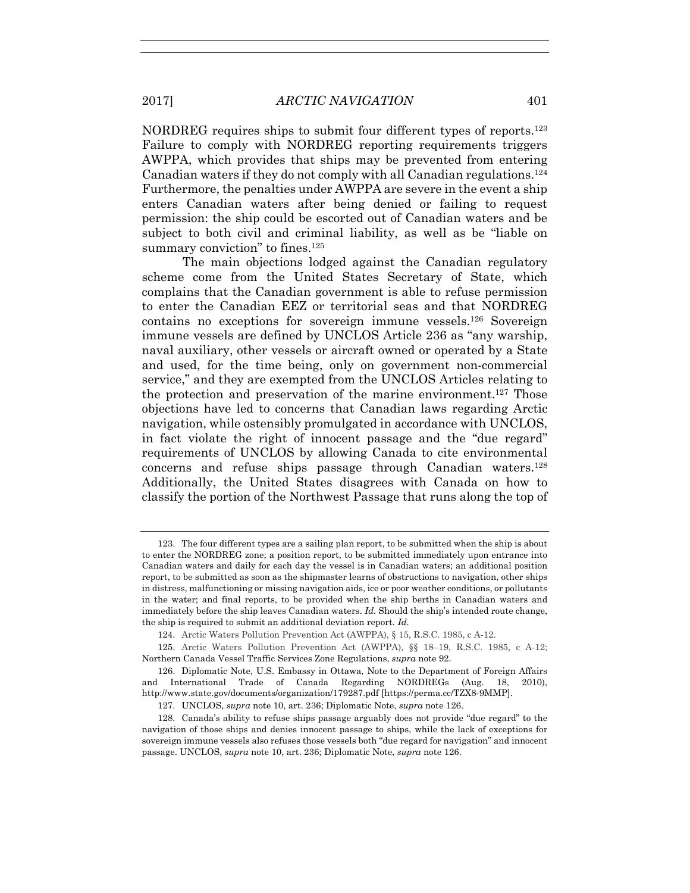NORDREG requires ships to submit four different types of reports.[123] Failure to comply with NORDREG reporting requirements triggers AWPPA, which provides that ships may be prevented from entering Canadian waters if they do not comply with all Canadian regulations.[124] Furthermore, the penalties under AWPPA are severe in the event a ship enters Canadian waters after being denied or failing to request permission: the ship could be escorted out of Canadian waters and be subject to both civil and criminal liability, as well as be "liable on summary conviction" to fines.[125]

The main objections lodged against the Canadian regulatory scheme come from the United States Secretary of State, which complains that the Canadian government is able to refuse permission to enter the Canadian EEZ or territorial seas and that NORDREG contains no exceptions for sovereign immune vessels.[126] Sovereign immune vessels are defined by UNCLOS Article 236 as "any warship, naval auxiliary, other vessels or aircraft owned or operated by a State and used, for the time being, only on government non-commercial service," and they are exempted from the UNCLOS Articles relating to the protection and preservation of the marine environment.[127] Those objections have led to concerns that Canadian laws regarding Arctic navigation, while ostensibly promulgated in accordance with UNCLOS, in fact violate the right of innocent passage and the "due regard" requirements of UNCLOS by allowing Canada to cite environmental concerns and refuse ships passage through Canadian waters.[128] Additionally, the United States disagrees with Canada on how to classify the portion of the Northwest Passage that runs along the top of

---

123. The four different types are a sailing plan report, to be submitted when the ship is about to enter the NORDREG zone; a position report, to be submitted immediately upon entrance into Canadian waters and daily for each day the vessel is in Canadian waters; an additional position report, to be submitted as soon as the shipmaster learns of obstructions to navigation, other ships in distress, malfunctioning or missing navigation aids, ice or poor weather conditions, or pollutants in the water; and final reports, to be provided when the ship berths in Canadian waters and immediately before the ship leaves Canadian waters. *Id.* Should the ship's intended route change, the ship is required to submit an additional deviation report. *Id.*

124. Arctic Waters Pollution Prevention Act (AWPPA), § 15, R.S.C. 1985, c A-12.

125. Arctic Waters Pollution Prevention Act (AWPPA), §§ 18–19, R.S.C. 1985, c A-12; Northern Canada Vessel Traffic Services Zone Regulations, *supra* note 92.

126. Diplomatic Note, U.S. Embassy in Ottawa, Note to the Department of Foreign Affairs and International Trade of Canada Regarding NORDREGs (Aug. 18, 2010), http://www.state.gov/documents/organization/179287.pdf [https://perma.cc/TZX8-9MMP].

127. UNCLOS, *supra* note 10, art. 236; Diplomatic Note, *supra* note 126.

128. Canada's ability to refuse ships passage arguably does not provide "due regard" to the navigation of those ships and denies innocent passage to ships, while the lack of exceptions for sovereign immune vessels also refuses those vessels both "due regard for navigation" and innocent passage. UNCLOS, *supra* note 10, art. 236; Diplomatic Note, *supra* note 126.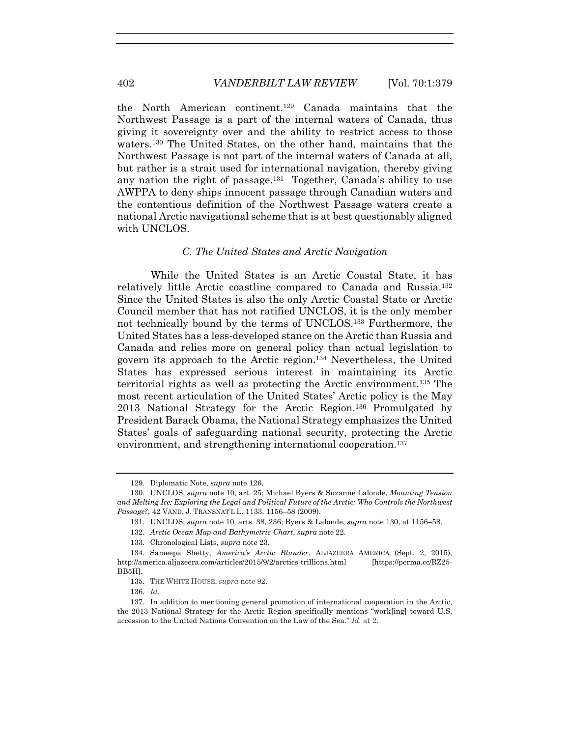the North American continent.[129] Canada maintains that the Northwest Passage is a part of the internal waters of Canada, thus giving it sovereignty over and the ability to restrict access to those waters.[130] The United States, on the other hand, maintains that the Northwest Passage is not part of the internal waters of Canada at all, but rather is a strait used for international navigation, thereby giving any nation the right of passage.[131] Together, Canada's ability to use AWPPA to deny ships innocent passage through Canadian waters and the contentious definition of the Northwest Passage waters create a national Arctic navigational scheme that is at best questionably aligned with UNCLOS.

### *C. The United States and Arctic Navigation*

While the United States is an Arctic Coastal State, it has relatively little Arctic coastline compared to Canada and Russia.[132] Since the United States is also the only Arctic Coastal State or Arctic Council member that has not ratified UNCLOS, it is the only member not technically bound by the terms of UNCLOS.[133] Furthermore, the United States has a less-developed stance on the Arctic than Russia and Canada and relies more on general policy than actual legislation to govern its approach to the Arctic region.[134] Nevertheless, the United States has expressed serious interest in maintaining its Arctic territorial rights as well as protecting the Arctic environment.[135] The most recent articulation of the United States' Arctic policy is the May 2013 National Strategy for the Arctic Region.[136] Promulgated by President Barack Obama, the National Strategy emphasizes the United States' goals of safeguarding national security, protecting the Arctic environment, and strengthening international cooperation.[137]

---

129. Diplomatic Note, *supra* note 126.

130. UNCLOS, *supra* note 10, art. 25; Michael Byers & Suzanne Lalonde, *Mounting Tension and Melting Ice: Exploring the Legal and Political Future of the Arctic: Who Controls the Northwest Passage?*, 42 VAND. J. TRANSNAT'L L. 1133, 1156–58 (2009).

131. UNCLOS, *supra* note 10, arts. 38, 236; Byers & Lalonde, *supra* note 130, at 1156–58.

132. *Arctic Ocean Map and Bathymetric Chart*, *supra* note 22.

133. Chronological Lists, *supra* note 23.

134. Sameepa Shetty, *America's Arctic Blunder*, ALJAZEERA AMERICA (Sept. 2, 2015), http://america.aljazeera.com/articles/2015/9/2/arctics-trillions.html [https://perma.cc/RZ25-BB5H].

135. THE WHITE HOUSE, *supra* note 92.

136. *Id.*

137. In addition to mentioning general promotion of international cooperation in the Arctic, the 2013 National Strategy for the Arctic Region specifically mentions "work[ing] toward U.S. accession to the United Nations Convention on the Law of the Sea." *Id.* at 2.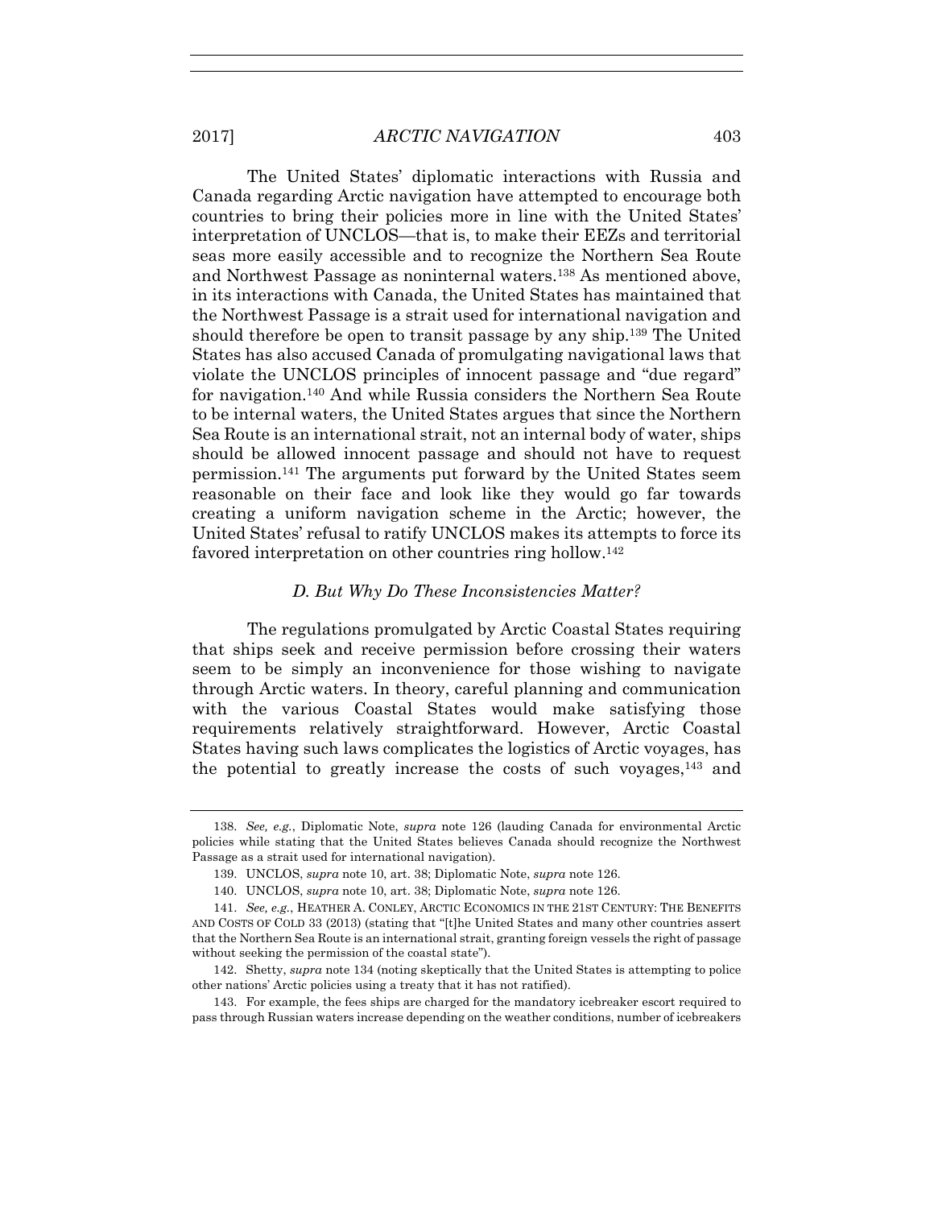The United States' diplomatic interactions with Russia and Canada regarding Arctic navigation have attempted to encourage both countries to bring their policies more in line with the United States' interpretation of UNCLOS—that is, to make their EEZs and territorial seas more easily accessible and to recognize the Northern Sea Route and Northwest Passage as noninternal waters.[138] As mentioned above, in its interactions with Canada, the United States has maintained that the Northwest Passage is a strait used for international navigation and should therefore be open to transit passage by any ship.[139] The United States has also accused Canada of promulgating navigational laws that violate the UNCLOS principles of innocent passage and "due regard" for navigation.[140] And while Russia considers the Northern Sea Route to be internal waters, the United States argues that since the Northern Sea Route is an international strait, not an internal body of water, ships should be allowed innocent passage and should not have to request permission.[141] The arguments put forward by the United States seem reasonable on their face and look like they would go far towards creating a uniform navigation scheme in the Arctic; however, the United States' refusal to ratify UNCLOS makes its attempts to force its favored interpretation on other countries ring hollow.[142]

### *D. But Why Do These Inconsistencies Matter?*

The regulations promulgated by Arctic Coastal States requiring that ships seek and receive permission before crossing their waters seem to be simply an inconvenience for those wishing to navigate through Arctic waters. In theory, careful planning and communication with the various Coastal States would make satisfying those requirements relatively straightforward. However, Arctic Coastal States having such laws complicates the logistics of Arctic voyages, has the potential to greatly increase the costs of such voyages,[143] and

---

138. *See, e.g.*, Diplomatic Note, *supra* note 126 (lauding Canada for environmental Arctic policies while stating that the United States believes Canada should recognize the Northwest Passage as a strait used for international navigation).

139. UNCLOS, *supra* note 10, art. 38; Diplomatic Note, *supra* note 126.

140. UNCLOS, *supra* note 10, art. 38; Diplomatic Note, *supra* note 126.

141. *See, e.g.*, HEATHER A. CONLEY, ARCTIC ECONOMICS IN THE 21ST CENTURY: THE BENEFITS AND COSTS OF COLD 33 (2013) (stating that "[t]he United States and many other countries assert that the Northern Sea Route is an international strait, granting foreign vessels the right of passage without seeking the permission of the coastal state").

142. Shetty, *supra* note 134 (noting skeptically that the United States is attempting to police other nations' Arctic policies using a treaty that it has not ratified).

143. For example, the fees ships are charged for the mandatory icebreaker escort required to pass through Russian waters increase depending on the weather conditions, number of icebreakers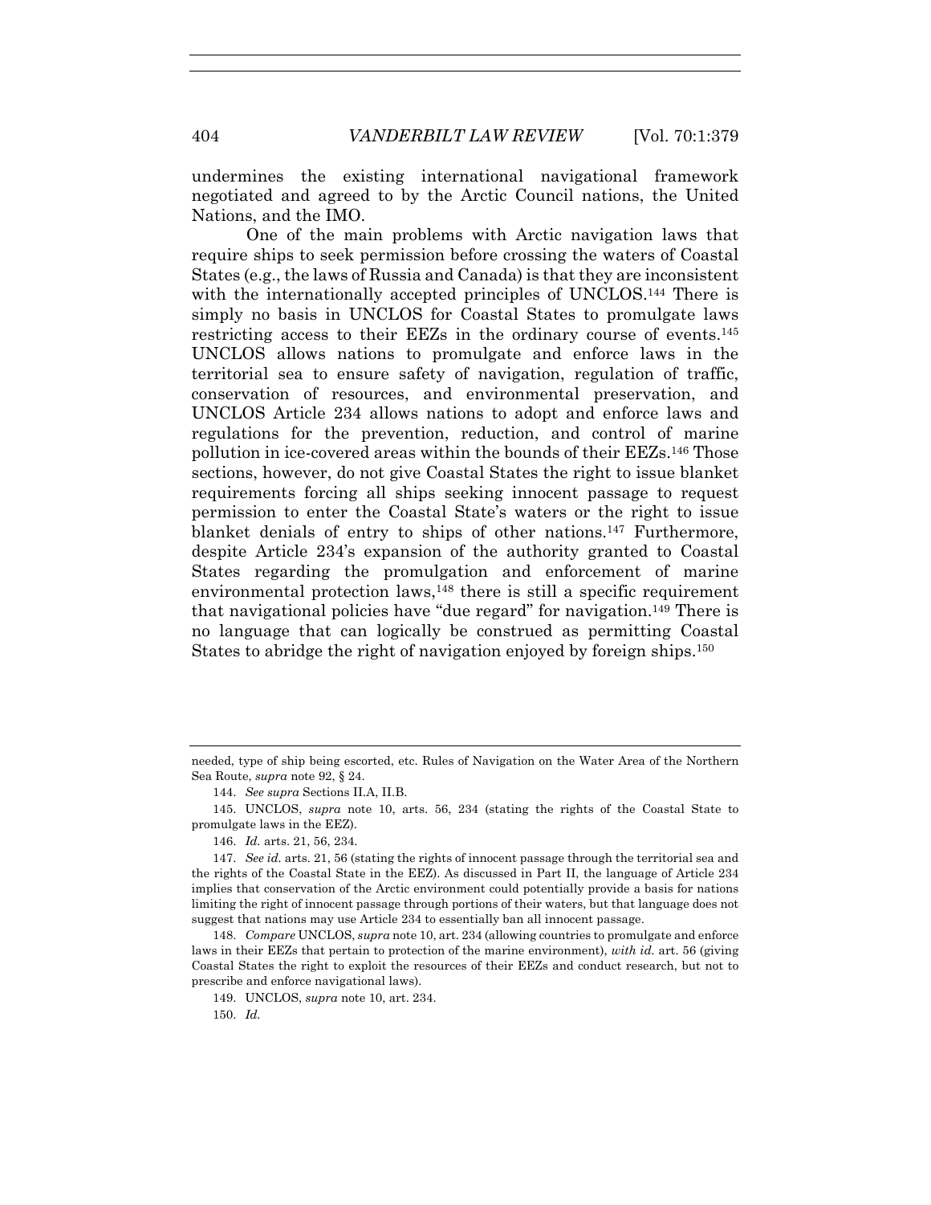undermines the existing international navigational framework negotiated and agreed to by the Arctic Council nations, the United Nations, and the IMO.

One of the main problems with Arctic navigation laws that require ships to seek permission before crossing the waters of Coastal States (e.g., the laws of Russia and Canada) is that they are inconsistent with the internationally accepted principles of UNCLOS.[144] There is simply no basis in UNCLOS for Coastal States to promulgate laws restricting access to their EEZs in the ordinary course of events.[145] UNCLOS allows nations to promulgate and enforce laws in the territorial sea to ensure safety of navigation, regulation of traffic, conservation of resources, and environmental preservation, and UNCLOS Article 234 allows nations to adopt and enforce laws and regulations for the prevention, reduction, and control of marine pollution in ice-covered areas within the bounds of their EEZs.[146] Those sections, however, do not give Coastal States the right to issue blanket requirements forcing all ships seeking innocent passage to request permission to enter the Coastal State's waters or the right to issue blanket denials of entry to ships of other nations.[147] Furthermore, despite Article 234's expansion of the authority granted to Coastal States regarding the promulgation and enforcement of marine environmental protection laws,[148] there is still a specific requirement that navigational policies have "due regard" for navigation.[149] There is no language that can logically be construed as permitting Coastal States to abridge the right of navigation enjoyed by foreign ships.[150]

---

needed, type of ship being escorted, etc. Rules of Navigation on the Water Area of the Northern Sea Route, *supra* note 92, § 24.

144. *See supra* Sections II.A, II.B.

145. UNCLOS, *supra* note 10, arts. 56, 234 (stating the rights of the Coastal State to promulgate laws in the EEZ).

146. *Id.* arts. 21, 56, 234.

147. *See id.* arts. 21, 56 (stating the rights of innocent passage through the territorial sea and the rights of the Coastal State in the EEZ). As discussed in Part II, the language of Article 234 implies that conservation of the Arctic environment could potentially provide a basis for nations limiting the right of innocent passage through portions of their waters, but that language does not suggest that nations may use Article 234 to essentially ban all innocent passage.

148. *Compare* UNCLOS, *supra* note 10, art. 234 (allowing countries to promulgate and enforce laws in their EEZs that pertain to protection of the marine environment), *with id.* art. 56 (giving Coastal States the right to exploit the resources of their EEZs and conduct research, but not to prescribe and enforce navigational laws).

149. UNCLOS, *supra* note 10, art. 234.

150. *Id.*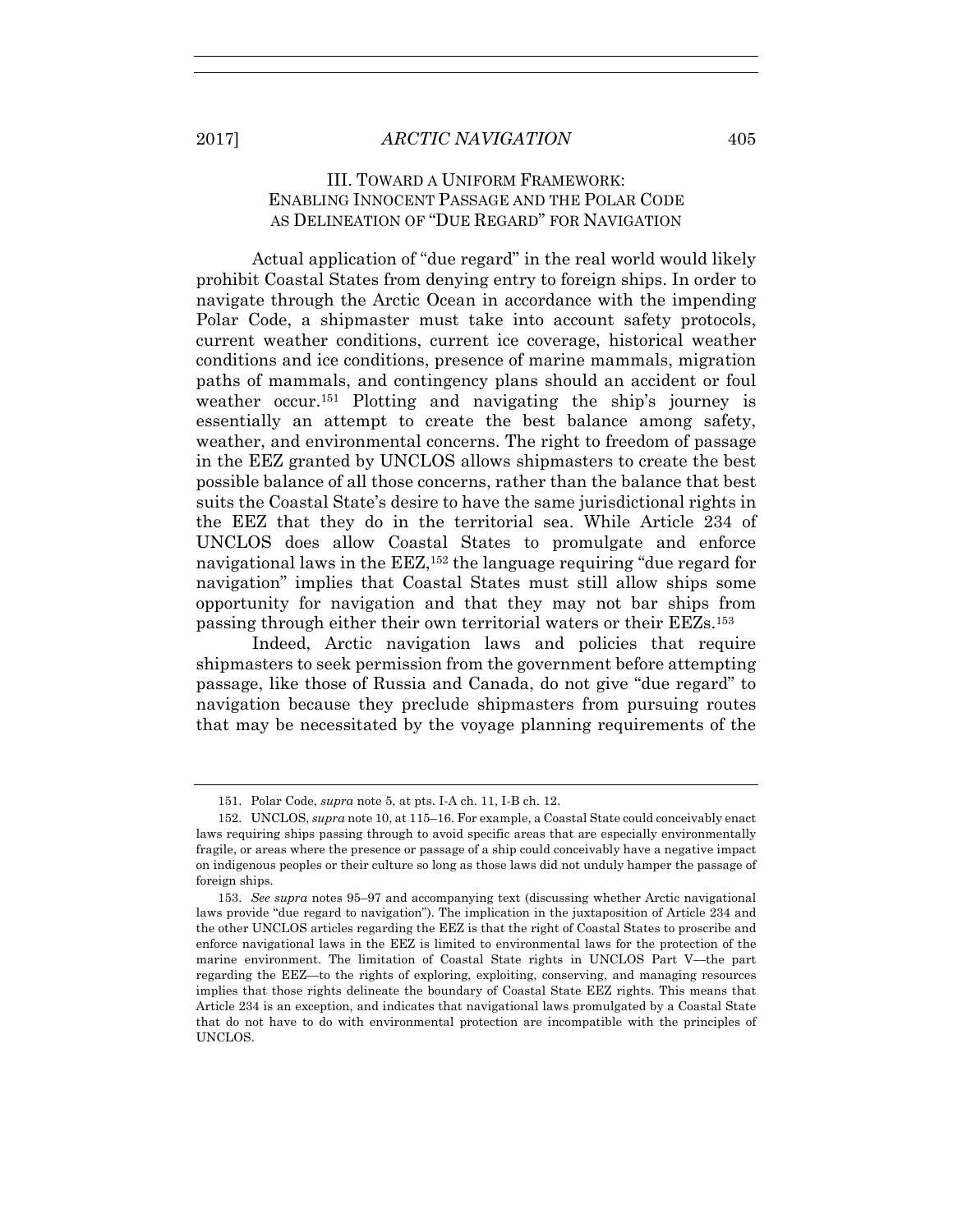## III. TOWARD A UNIFORM FRAMEWORK: ENABLING INNOCENT PASSAGE AND THE POLAR CODE AS DELINEATION OF "DUE REGARD" FOR NAVIGATION

Actual application of "due regard" in the real world would likely prohibit Coastal States from denying entry to foreign ships. In order to navigate through the Arctic Ocean in accordance with the impending Polar Code, a shipmaster must take into account safety protocols, current weather conditions, current ice coverage, historical weather conditions and ice conditions, presence of marine mammals, migration paths of mammals, and contingency plans should an accident or foul weather occur.[151] Plotting and navigating the ship's journey is essentially an attempt to create the best balance among safety, weather, and environmental concerns. The right to freedom of passage in the EEZ granted by UNCLOS allows shipmasters to create the best possible balance of all those concerns, rather than the balance that best suits the Coastal State's desire to have the same jurisdictional rights in the EEZ that they do in the territorial sea. While Article 234 of UNCLOS does allow Coastal States to promulgate and enforce navigational laws in the EEZ,[152] the language requiring "due regard for navigation" implies that Coastal States must still allow ships some opportunity for navigation and that they may not bar ships from passing through either their own territorial waters or their EEZs.[153]

Indeed, Arctic navigation laws and policies that require shipmasters to seek permission from the government before attempting passage, like those of Russia and Canada, do not give "due regard" to navigation because they preclude shipmasters from pursuing routes that may be necessitated by the voyage planning requirements of the

---

151. Polar Code, *supra* note 5, at pts. I-A ch. 11, I-B ch. 12.

152. UNCLOS, *supra* note 10, at 115–16. For example, a Coastal State could conceivably enact laws requiring ships passing through to avoid specific areas that are especially environmentally fragile, or areas where the presence or passage of a ship could conceivably have a negative impact on indigenous peoples or their culture so long as those laws did not unduly hamper the passage of foreign ships.

153. *See supra* notes 95–97 and accompanying text (discussing whether Arctic navigational laws provide "due regard to navigation"). The implication in the juxtaposition of Article 234 and the other UNCLOS articles regarding the EEZ is that the right of Coastal States to proscribe and enforce navigational laws in the EEZ is limited to environmental laws for the protection of the marine environment. The limitation of Coastal State rights in UNCLOS Part V—the part regarding the EEZ—to the rights of exploring, exploiting, conserving, and managing resources implies that those rights delineate the boundary of Coastal State EEZ rights. This means that Article 234 is an exception, and indicates that navigational laws promulgated by a Coastal State that do not have to do with environmental protection are incompatible with the principles of UNCLOS.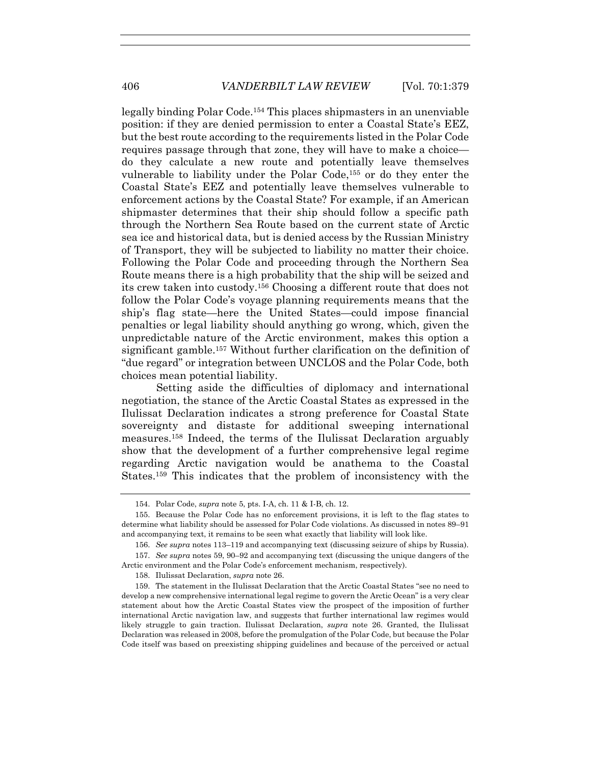legally binding Polar Code.[154] This places shipmasters in an unenviable position: if they are denied permission to enter a Coastal State's EEZ, but the best route according to the requirements listed in the Polar Code requires passage through that zone, they will have to make a choice—do they calculate a new route and potentially leave themselves vulnerable to liability under the Polar Code,[155] or do they enter the Coastal State's EEZ and potentially leave themselves vulnerable to enforcement actions by the Coastal State? For example, if an American shipmaster determines that their ship should follow a specific path through the Northern Sea Route based on the current state of Arctic sea ice and historical data, but is denied access by the Russian Ministry of Transport, they will be subjected to liability no matter their choice. Following the Polar Code and proceeding through the Northern Sea Route means there is a high probability that the ship will be seized and its crew taken into custody.[156] Choosing a different route that does not follow the Polar Code's voyage planning requirements means that the ship's flag state—here the United States—could impose financial penalties or legal liability should anything go wrong, which, given the unpredictable nature of the Arctic environment, makes this option a significant gamble.[157] Without further clarification on the definition of "due regard" or integration between UNCLOS and the Polar Code, both choices mean potential liability.

Setting aside the difficulties of diplomacy and international negotiation, the stance of the Arctic Coastal States as expressed in the Ilulissat Declaration indicates a strong preference for Coastal State sovereignty and distaste for additional sweeping international measures.[158] Indeed, the terms of the Ilulissat Declaration arguably show that the development of a further comprehensive legal regime regarding Arctic navigation would be anathema to the Coastal States.[159] This indicates that the problem of inconsistency with the

---

154. Polar Code, *supra* note 5, pts. I-A, ch. 11 & I-B, ch. 12.

155. Because the Polar Code has no enforcement provisions, it is left to the flag states to determine what liability should be assessed for Polar Code violations. As discussed in notes 89–91 and accompanying text, it remains to be seen what exactly that liability will look like.

156. *See supra* notes 113–119 and accompanying text (discussing seizure of ships by Russia).

157. *See supra* notes 59, 90–92 and accompanying text (discussing the unique dangers of the Arctic environment and the Polar Code's enforcement mechanism, respectively).

158. Ilulissat Declaration, *supra* note 26.

159. The statement in the Ilulissat Declaration that the Arctic Coastal States "see no need to develop a new comprehensive international legal regime to govern the Arctic Ocean" is a very clear statement about how the Arctic Coastal States view the prospect of the imposition of further international Arctic navigation law, and suggests that further international law regimes would likely struggle to gain traction. Ilulissat Declaration, *supra* note 26. Granted, the Ilulissat Declaration was released in 2008, before the promulgation of the Polar Code, but because the Polar Code itself was based on preexisting shipping guidelines and because of the perceived or actual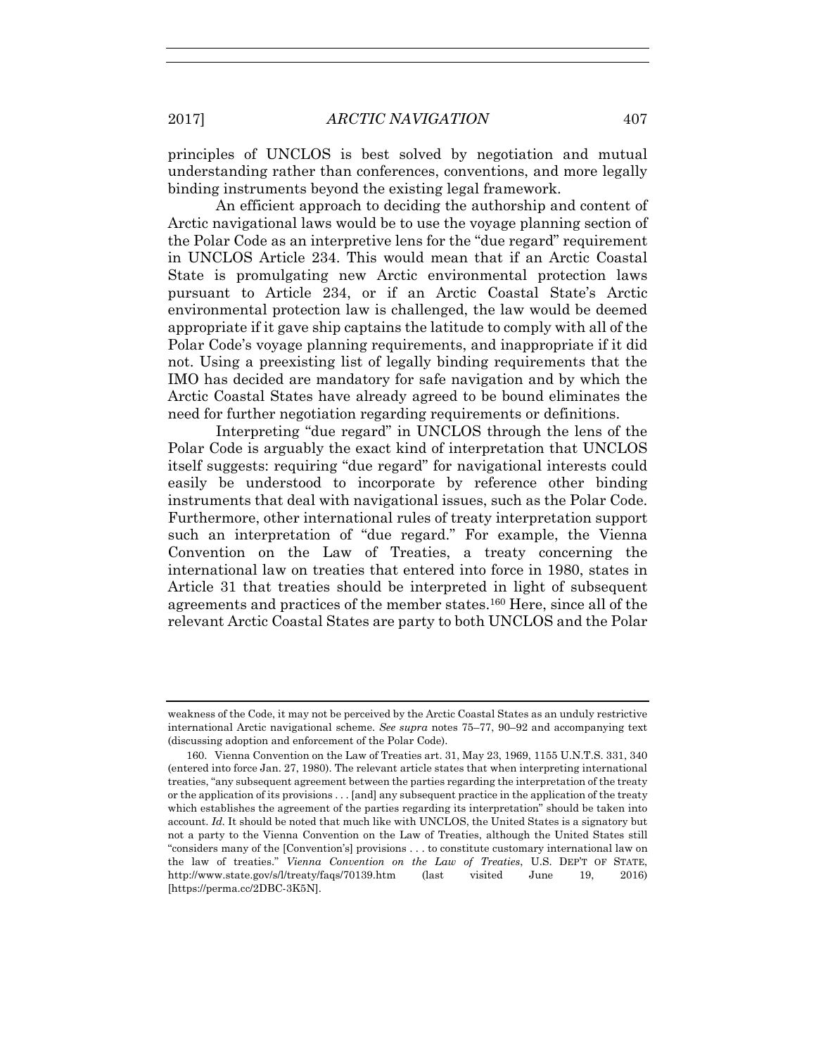principles of UNCLOS is best solved by negotiation and mutual understanding rather than conferences, conventions, and more legally binding instruments beyond the existing legal framework.

An efficient approach to deciding the authorship and content of Arctic navigational laws would be to use the voyage planning section of the Polar Code as an interpretive lens for the "due regard" requirement in UNCLOS Article 234. This would mean that if an Arctic Coastal State is promulgating new Arctic environmental protection laws pursuant to Article 234, or if an Arctic Coastal State's Arctic environmental protection law is challenged, the law would be deemed appropriate if it gave ship captains the latitude to comply with all of the Polar Code's voyage planning requirements, and inappropriate if it did not. Using a preexisting list of legally binding requirements that the IMO has decided are mandatory for safe navigation and by which the Arctic Coastal States have already agreed to be bound eliminates the need for further negotiation regarding requirements or definitions.

Interpreting "due regard" in UNCLOS through the lens of the Polar Code is arguably the exact kind of interpretation that UNCLOS itself suggests: requiring "due regard" for navigational interests could easily be understood to incorporate by reference other binding instruments that deal with navigational issues, such as the Polar Code. Furthermore, other international rules of treaty interpretation support such an interpretation of "due regard." For example, the Vienna Convention on the Law of Treaties, a treaty concerning the international law on treaties that entered into force in 1980, states in Article 31 that treaties should be interpreted in light of subsequent agreements and practices of the member states.[160] Here, since all of the relevant Arctic Coastal States are party to both UNCLOS and the Polar

---

weakness of the Code, it may not be perceived by the Arctic Coastal States as an unduly restrictive international Arctic navigational scheme. *See supra* notes 75–77, 90–92 and accompanying text (discussing adoption and enforcement of the Polar Code).

160. Vienna Convention on the Law of Treaties art. 31, May 23, 1969, 1155 U.N.T.S. 331, 340 (entered into force Jan. 27, 1980). The relevant article states that when interpreting international treaties, "any subsequent agreement between the parties regarding the interpretation of the treaty or the application of its provisions . . . [and] any subsequent practice in the application of the treaty which establishes the agreement of the parties regarding its interpretation" should be taken into account. *Id.* It should be noted that much like with UNCLOS, the United States is a signatory but not a party to the Vienna Convention on the Law of Treaties, although the United States still "considers many of the [Convention's] provisions . . . to constitute customary international law on the law of treaties." *Vienna Convention on the Law of Treaties*, U.S. DEP'T OF STATE, http://www.state.gov/s/l/treaty/faqs/70139.htm (last visited June 19, 2016) [https://perma.cc/2DBC-3K5N].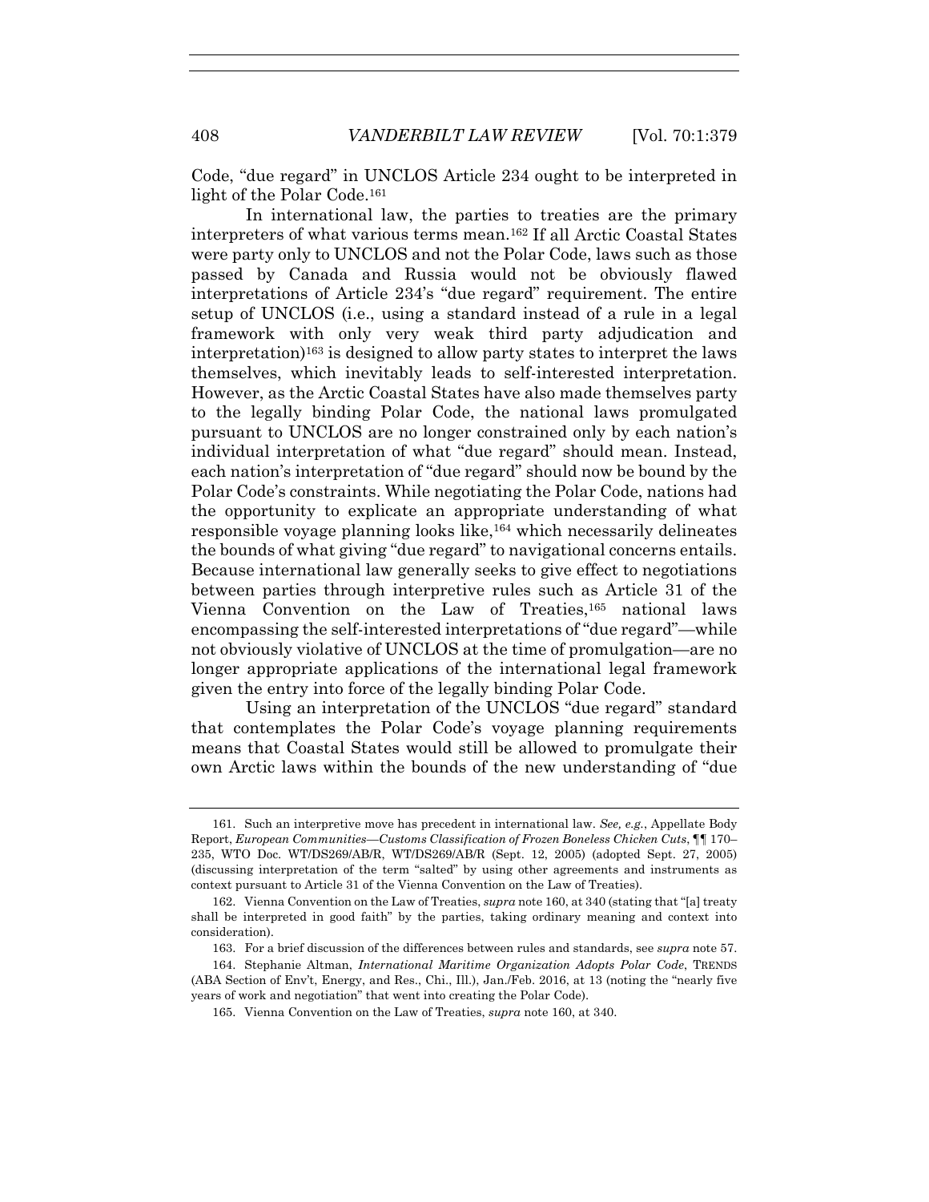Code, "due regard" in UNCLOS Article 234 ought to be interpreted in light of the Polar Code.[161]

In international law, the parties to treaties are the primary interpreters of what various terms mean.[162] If all Arctic Coastal States were party only to UNCLOS and not the Polar Code, laws such as those passed by Canada and Russia would not be obviously flawed interpretations of Article 234's "due regard" requirement. The entire setup of UNCLOS (i.e., using a standard instead of a rule in a legal framework with only very weak third party adjudication and interpretation)[163] is designed to allow party states to interpret the laws themselves, which inevitably leads to self-interested interpretation. However, as the Arctic Coastal States have also made themselves party to the legally binding Polar Code, the national laws promulgated pursuant to UNCLOS are no longer constrained only by each nation's individual interpretation of what "due regard" should mean. Instead, each nation's interpretation of "due regard" should now be bound by the Polar Code's constraints. While negotiating the Polar Code, nations had the opportunity to explicate an appropriate understanding of what responsible voyage planning looks like,[164] which necessarily delineates the bounds of what giving "due regard" to navigational concerns entails. Because international law generally seeks to give effect to negotiations between parties through interpretive rules such as Article 31 of the Vienna Convention on the Law of Treaties,[165] national laws encompassing the self-interested interpretations of "due regard"—while not obviously violative of UNCLOS at the time of promulgation—are no longer appropriate applications of the international legal framework given the entry into force of the legally binding Polar Code.

Using an interpretation of the UNCLOS "due regard" standard that contemplates the Polar Code's voyage planning requirements means that Coastal States would still be allowed to promulgate their own Arctic laws within the bounds of the new understanding of "due

---

161. Such an interpretive move has precedent in international law. *See, e.g.*, Appellate Body Report, *European Communities—Customs Classification of Frozen Boneless Chicken Cuts*, ¶¶ 170–235, WTO Doc. WT/DS269/AB/R, WT/DS269/AB/R (Sept. 12, 2005) (adopted Sept. 27, 2005) (discussing interpretation of the term "salted" by using other agreements and instruments as context pursuant to Article 31 of the Vienna Convention on the Law of Treaties).

162. Vienna Convention on the Law of Treaties, *supra* note 160, at 340 (stating that "[a] treaty shall be interpreted in good faith" by the parties, taking ordinary meaning and context into consideration).

163. For a brief discussion of the differences between rules and standards, see *supra* note 57.

164. Stephanie Altman, *International Maritime Organization Adopts Polar Code*, TRENDS (ABA Section of Env't, Energy, and Res., Chi., Ill.), Jan./Feb. 2016, at 13 (noting the "nearly five years of work and negotiation" that went into creating the Polar Code).

165. Vienna Convention on the Law of Treaties, *supra* note 160, at 340.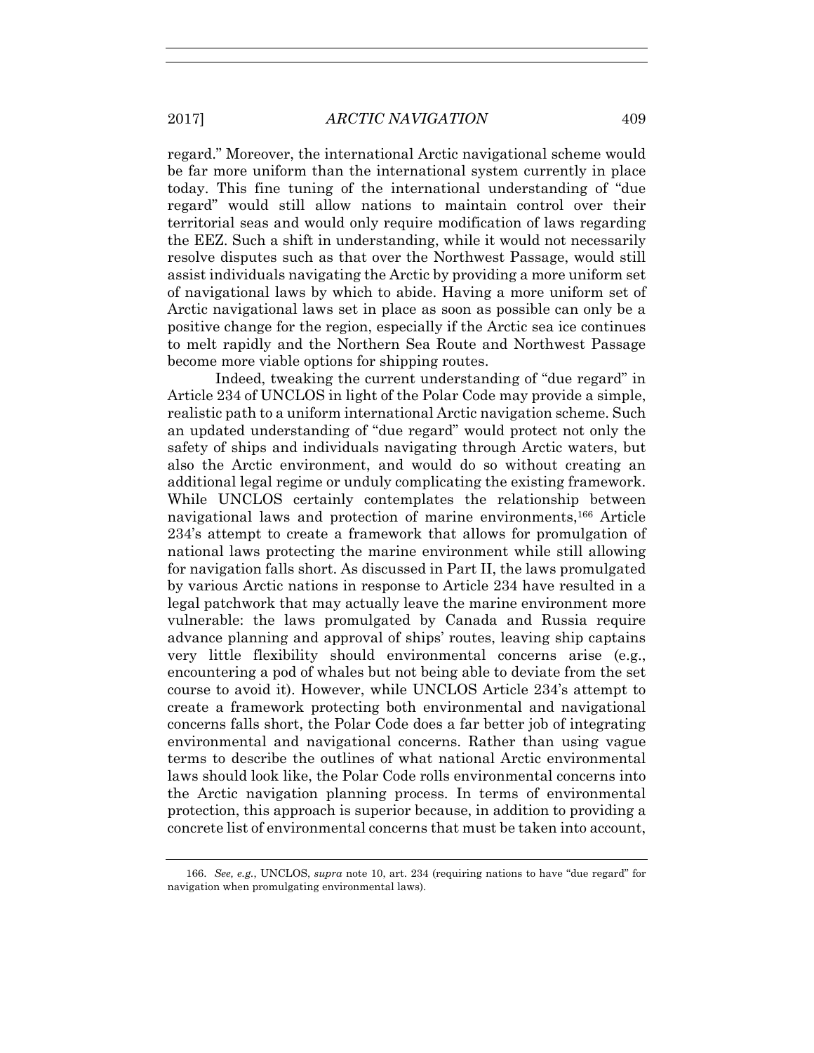regard." Moreover, the international Arctic navigational scheme would be far more uniform than the international system currently in place today. This fine tuning of the international understanding of "due regard" would still allow nations to maintain control over their territorial seas and would only require modification of laws regarding the EEZ. Such a shift in understanding, while it would not necessarily resolve disputes such as that over the Northwest Passage, would still assist individuals navigating the Arctic by providing a more uniform set of navigational laws by which to abide. Having a more uniform set of Arctic navigational laws set in place as soon as possible can only be a positive change for the region, especially if the Arctic sea ice continues to melt rapidly and the Northern Sea Route and Northwest Passage become more viable options for shipping routes.

Indeed, tweaking the current understanding of "due regard" in Article 234 of UNCLOS in light of the Polar Code may provide a simple, realistic path to a uniform international Arctic navigation scheme. Such an updated understanding of "due regard" would protect not only the safety of ships and individuals navigating through Arctic waters, but also the Arctic environment, and would do so without creating an additional legal regime or unduly complicating the existing framework. While UNCLOS certainly contemplates the relationship between navigational laws and protection of marine environments,[166] Article 234's attempt to create a framework that allows for promulgation of national laws protecting the marine environment while still allowing for navigation falls short. As discussed in Part II, the laws promulgated by various Arctic nations in response to Article 234 have resulted in a legal patchwork that may actually leave the marine environment more vulnerable: the laws promulgated by Canada and Russia require advance planning and approval of ships' routes, leaving ship captains very little flexibility should environmental concerns arise (e.g., encountering a pod of whales but not being able to deviate from the set course to avoid it). However, while UNCLOS Article 234's attempt to create a framework protecting both environmental and navigational concerns falls short, the Polar Code does a far better job of integrating environmental and navigational concerns. Rather than using vague terms to describe the outlines of what national Arctic environmental laws should look like, the Polar Code rolls environmental concerns into the Arctic navigation planning process. In terms of environmental protection, this approach is superior because, in addition to providing a concrete list of environmental concerns that must be taken into account,

---

166. *See, e.g.*, UNCLOS, *supra* note 10, art. 234 (requiring nations to have "due regard" for navigation when promulgating environmental laws).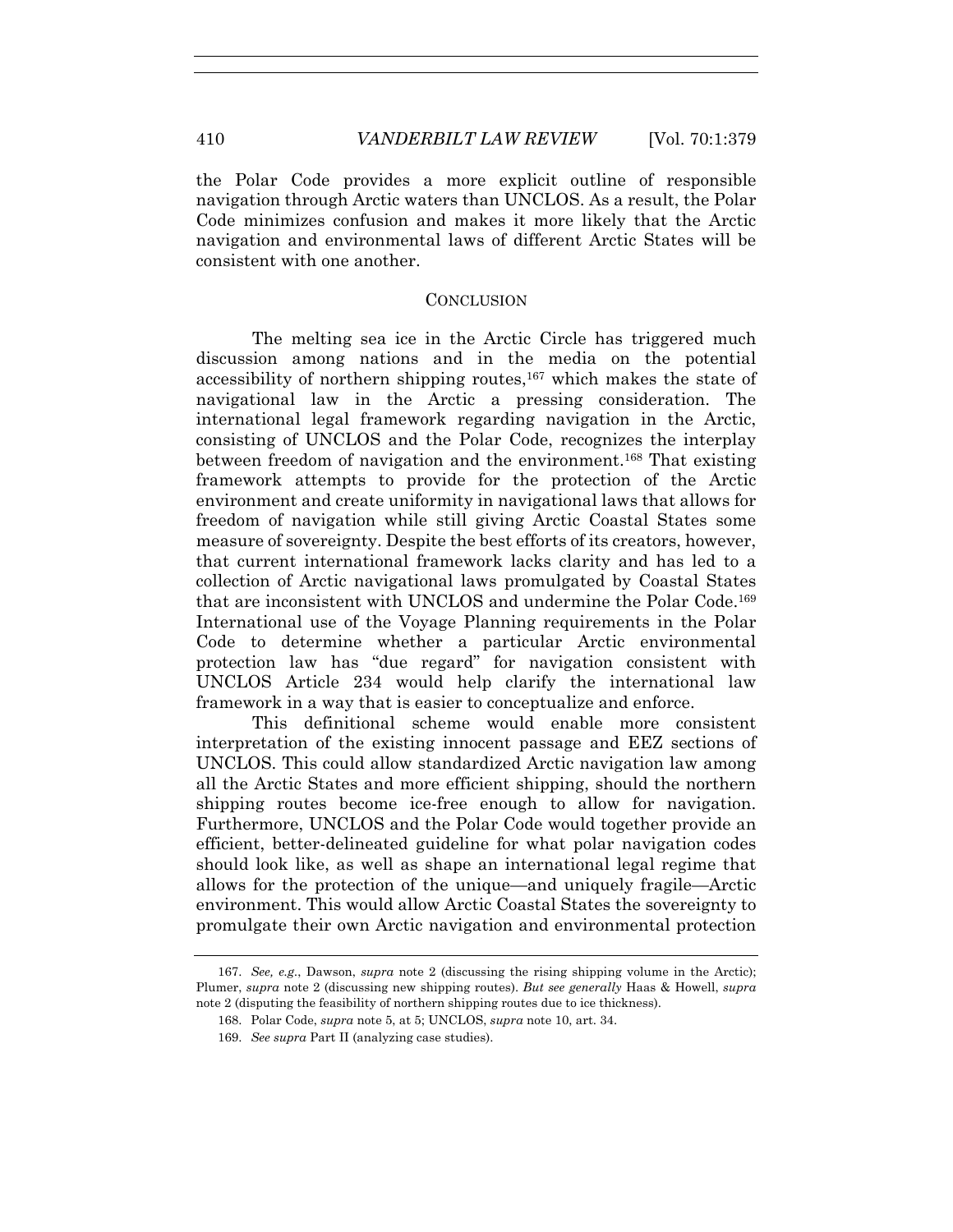the Polar Code provides a more explicit outline of responsible navigation through Arctic waters than UNCLOS. As a result, the Polar Code minimizes confusion and makes it more likely that the Arctic navigation and environmental laws of different Arctic States will be consistent with one another.

## CONCLUSION

The melting sea ice in the Arctic Circle has triggered much discussion among nations and in the media on the potential accessibility of northern shipping routes,[167] which makes the state of navigational law in the Arctic a pressing consideration. The international legal framework regarding navigation in the Arctic, consisting of UNCLOS and the Polar Code, recognizes the interplay between freedom of navigation and the environment.[168] That existing framework attempts to provide for the protection of the Arctic environment and create uniformity in navigational laws that allows for freedom of navigation while still giving Arctic Coastal States some measure of sovereignty. Despite the best efforts of its creators, however, that current international framework lacks clarity and has led to a collection of Arctic navigational laws promulgated by Coastal States that are inconsistent with UNCLOS and undermine the Polar Code.[169] International use of the Voyage Planning requirements in the Polar Code to determine whether a particular Arctic environmental protection law has "due regard" for navigation consistent with UNCLOS Article 234 would help clarify the international law framework in a way that is easier to conceptualize and enforce.

This definitional scheme would enable more consistent interpretation of the existing innocent passage and EEZ sections of UNCLOS. This could allow standardized Arctic navigation law among all the Arctic States and more efficient shipping, should the northern shipping routes become ice-free enough to allow for navigation. Furthermore, UNCLOS and the Polar Code would together provide an efficient, better-delineated guideline for what polar navigation codes should look like, as well as shape an international legal regime that allows for the protection of the unique—and uniquely fragile—Arctic environment. This would allow Arctic Coastal States the sovereignty to promulgate their own Arctic navigation and environmental protection

---

167. *See, e.g.*, Dawson, *supra* note 2 (discussing the rising shipping volume in the Arctic); Plumer, *supra* note 2 (discussing new shipping routes). *But see generally* Haas & Howell, *supra* note 2 (disputing the feasibility of northern shipping routes due to ice thickness).

168. Polar Code, *supra* note 5, at 5; UNCLOS, *supra* note 10, art. 34.

169. *See supra* Part II (analyzing case studies).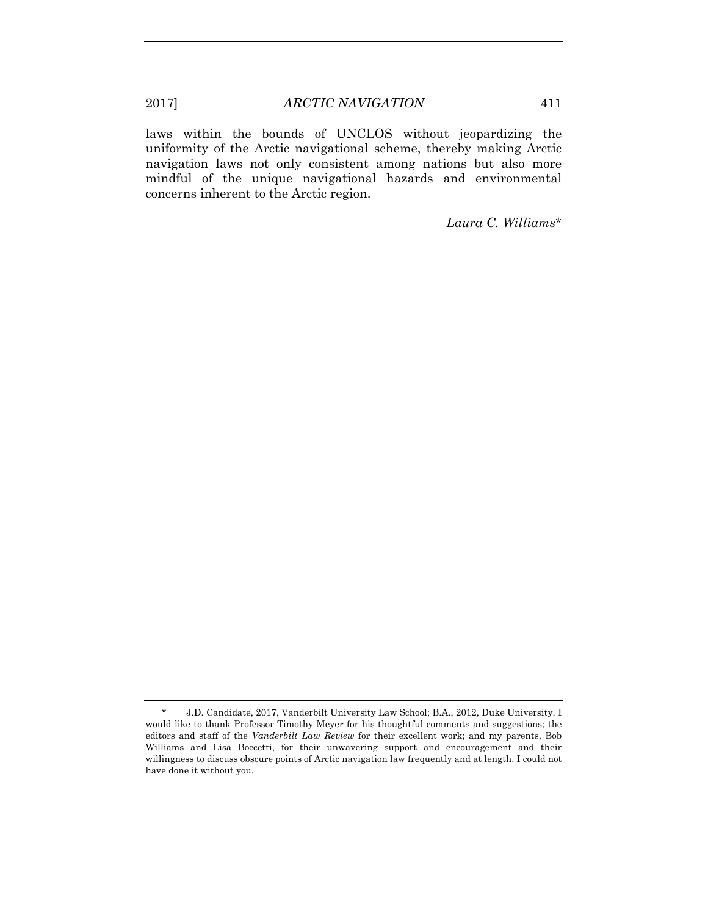laws within the bounds of UNCLOS without jeopardizing the uniformity of the Arctic navigational scheme, thereby making Arctic navigation laws not only consistent among nations but also more mindful of the unique navigational hazards and environmental concerns inherent to the Arctic region.

*Laura C. Williams*\*

---

\* J.D. Candidate, 2017, Vanderbilt University Law School; B.A., 2012, Duke University. I would like to thank Professor Timothy Meyer for his thoughtful comments and suggestions; the editors and staff of the *Vanderbilt Law Review* for their excellent work; and my parents, Bob Williams and Lisa Boccetti, for their unwavering support and encouragement and their willingness to discuss obscure points of Arctic navigation law frequently and at length. I could not have done it without you.